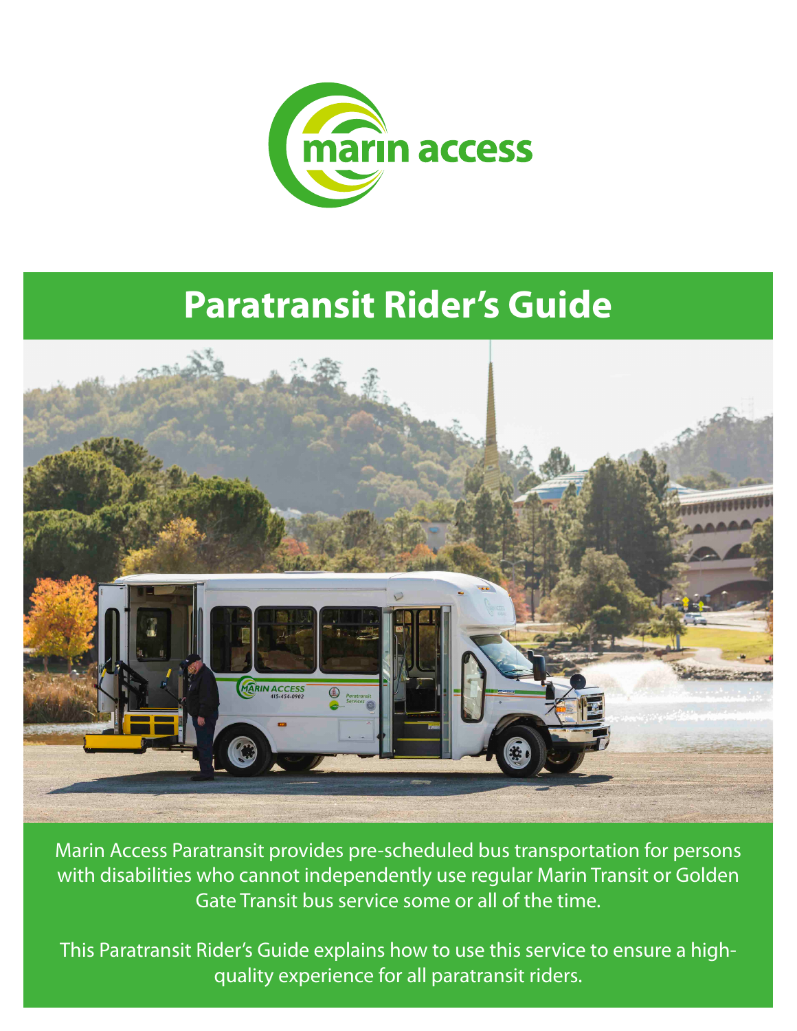marin access

# Paratransit Rider's Guide

Marin Access Paratransit provides pre-scheduled bus transportation for persons with disabilities who cannot independently use regular Marin Transit or Golden Gate Transit bus service some or all of the time.

This Paratransit Rider's Guide explains how to use this service to ensure a high-quality experience for all paratransit riders.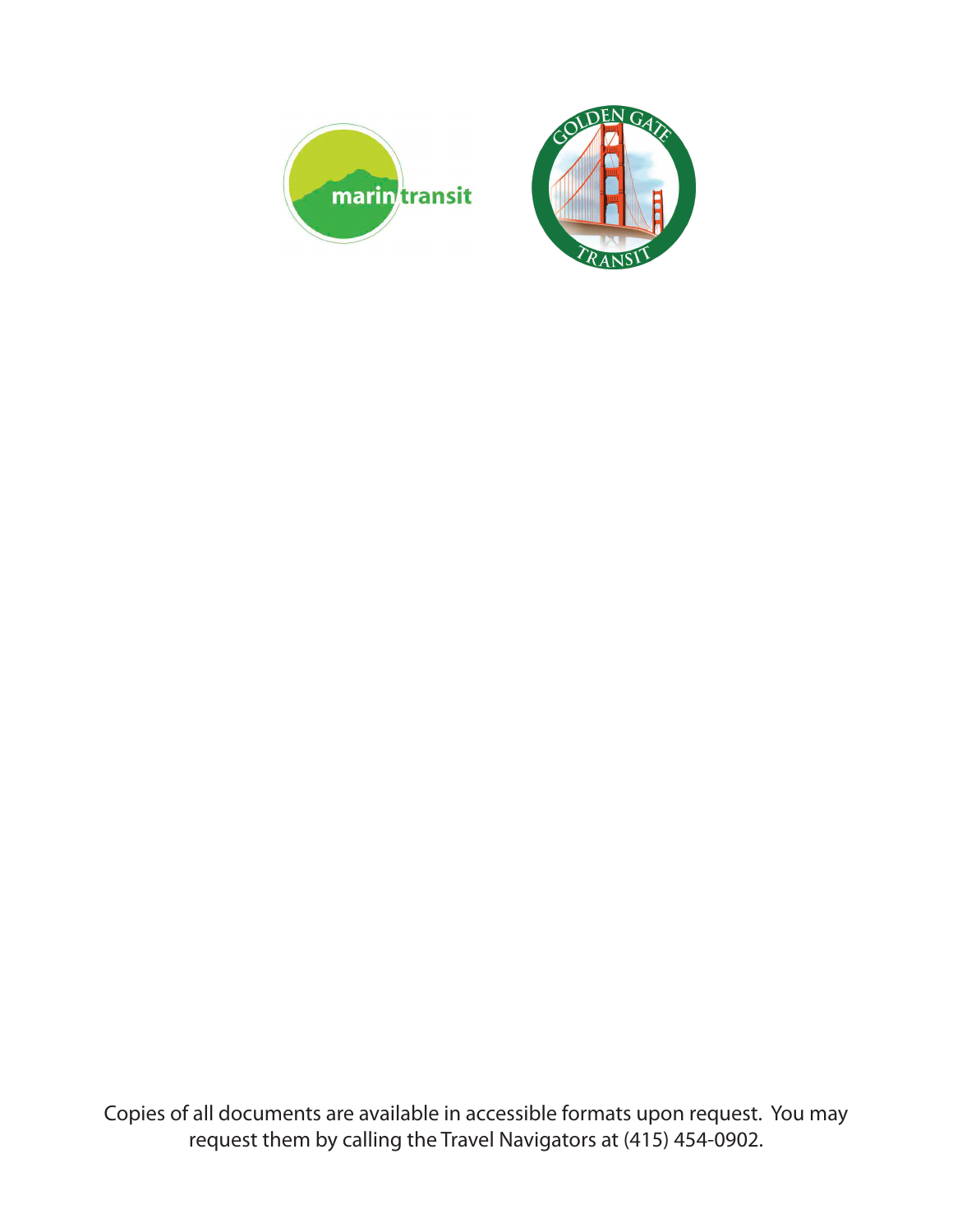Copies of all documents are available in accessible formats upon request. You may request them by calling the Travel Navigators at (415) 454-0902.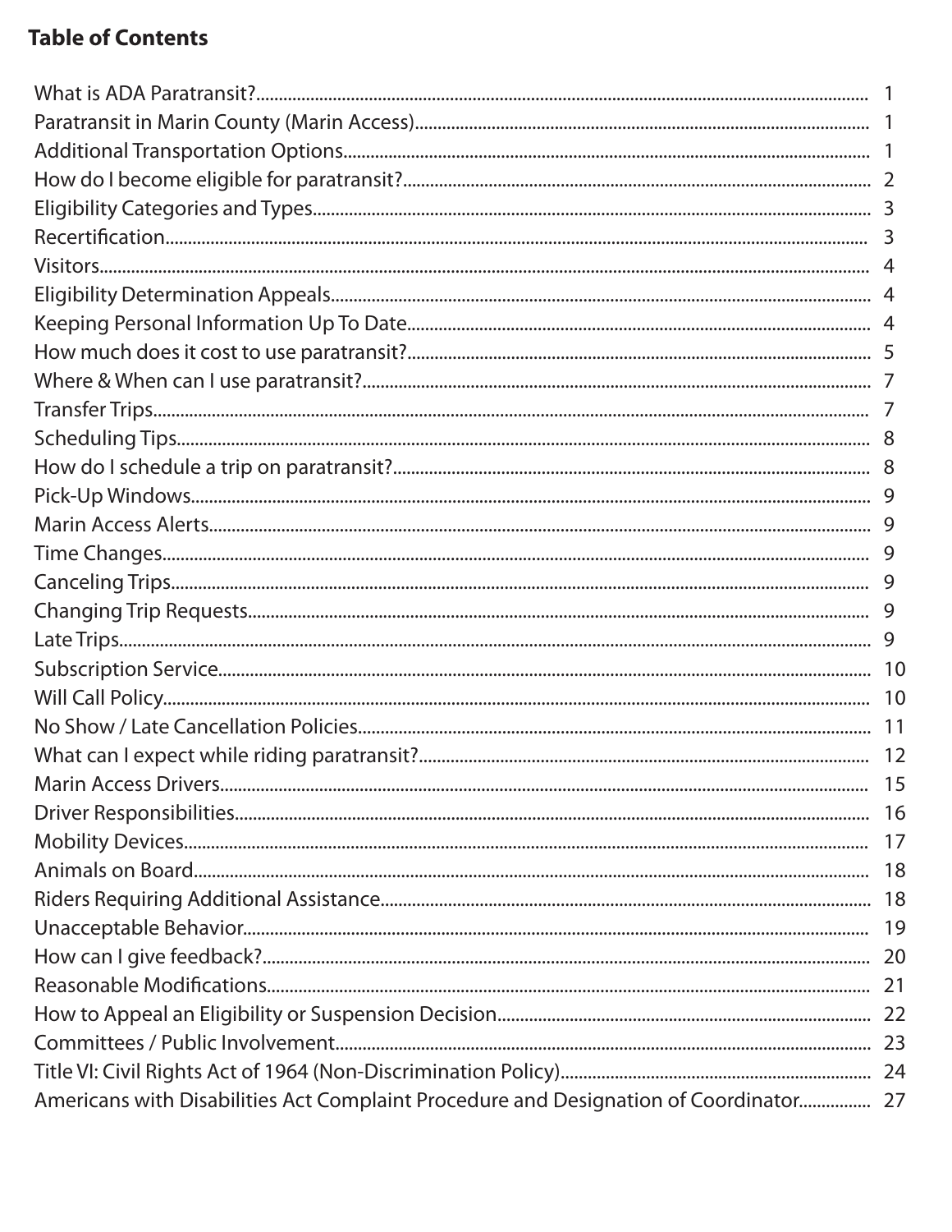**Table of Contents**

| | |
|---|---|
| What is ADA Paratransit? | 1 |
| Paratransit in Marin County (Marin Access) | 1 |
| Additional Transportation Options | 1 |
| How do I become eligible for paratransit? | 2 |
| Eligibility Categories and Types | 3 |
| Recertification | 3 |
| Visitors | 4 |
| Eligibility Determination Appeals | 4 |
| Keeping Personal Information Up To Date | 4 |
| How much does it cost to use paratransit? | 5 |
| Where & When can I use paratransit? | 7 |
| Transfer Trips | 7 |
| Scheduling Tips | 8 |
| How do I schedule a trip on paratransit? | 8 |
| Pick-Up Windows | 9 |
| Marin Access Alerts | 9 |
| Time Changes | 9 |
| Canceling Trips | 9 |
| Changing Trip Requests | 9 |
| Late Trips | 9 |
| Subscription Service | 10 |
| Will Call Policy | 10 |
| No Show / Late Cancellation Policies | 11 |
| What can I expect while riding paratransit? | 12 |
| Marin Access Drivers | 15 |
| Driver Responsibilities | 16 |
| Mobility Devices | 17 |
| Animals on Board | 18 |
| Riders Requiring Additional Assistance | 18 |
| Unacceptable Behavior | 19 |
| How can I give feedback? | 20 |
| Reasonable Modifications | 21 |
| How to Appeal an Eligibility or Suspension Decision | 22 |
| Committees / Public Involvement | 23 |
| Title VI: Civil Rights Act of 1964 (Non-Discrimination Policy) | 24 |
| Americans with Disabilities Act Complaint Procedure and Designation of Coordinator | 27 |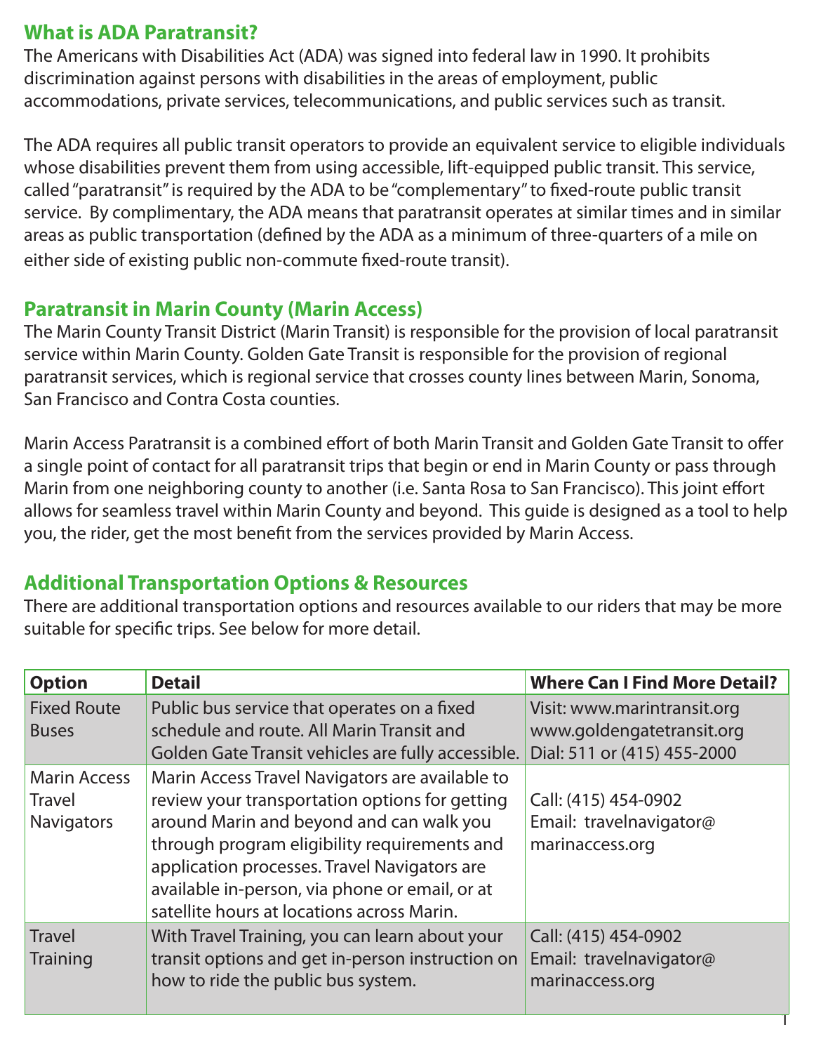## What is ADA Paratransit?

The Americans with Disabilities Act (ADA) was signed into federal law in 1990. It prohibits discrimination against persons with disabilities in the areas of employment, public accommodations, private services, telecommunications, and public services such as transit.

The ADA requires all public transit operators to provide an equivalent service to eligible individuals whose disabilities prevent them from using accessible, lift-equipped public transit. This service, called "paratransit" is required by the ADA to be "complementary" to fixed-route public transit service. By complimentary, the ADA means that paratransit operates at similar times and in similar areas as public transportation (defined by the ADA as a minimum of three-quarters of a mile on either side of existing public non-commute fixed-route transit).

## Paratransit in Marin County (Marin Access)

The Marin County Transit District (Marin Transit) is responsible for the provision of local paratransit service within Marin County. Golden Gate Transit is responsible for the provision of regional paratransit services, which is regional service that crosses county lines between Marin, Sonoma, San Francisco and Contra Costa counties.

Marin Access Paratransit is a combined effort of both Marin Transit and Golden Gate Transit to offer a single point of contact for all paratransit trips that begin or end in Marin County or pass through Marin from one neighboring county to another (i.e. Santa Rosa to San Francisco). This joint effort allows for seamless travel within Marin County and beyond. This guide is designed as a tool to help you, the rider, get the most benefit from the services provided by Marin Access.

## Additional Transportation Options & Resources

There are additional transportation options and resources available to our riders that may be more suitable for specific trips. See below for more detail.

| Option | Detail | Where Can I Find More Detail? |
|---|---|---|
| Fixed Route Buses | Public bus service that operates on a fixed schedule and route. All Marin Transit and Golden Gate Transit vehicles are fully accessible. | Visit: www.marintransit.org www.goldengatetransit.org Dial: 511 or (415) 455-2000 |
| Marin Access Travel Navigators | Marin Access Travel Navigators are available to review your transportation options for getting around Marin and beyond and can walk you through program eligibility requirements and application processes. Travel Navigators are available in-person, via phone or email, or at satellite hours at locations across Marin. | Call: (415) 454-0902 Email: travelnavigator@marinaccess.org |
| Travel Training | With Travel Training, you can learn about your transit options and get in-person instruction on how to ride the public bus system. | Call: (415) 454-0902 Email: travelnavigator@marinaccess.org |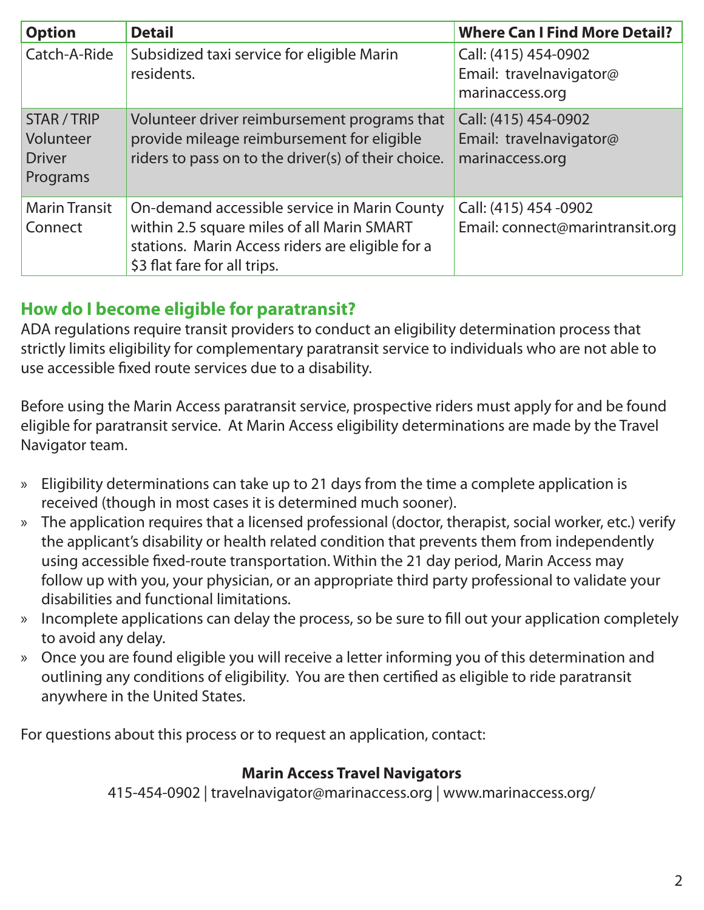| Option | Detail | Where Can I Find More Detail? |
| --- | --- | --- |
| Catch-A-Ride | Subsidized taxi service for eligible Marin residents. | Call: (415) 454-0902<br>Email: travelnavigator@marinaccess.org |
| STAR / TRIP Volunteer Driver Programs | Volunteer driver reimbursement programs that provide mileage reimbursement for eligible riders to pass on to the driver(s) of their choice. | Call: (415) 454-0902<br>Email: travelnavigator@marinaccess.org |
| Marin Transit Connect | On-demand accessible service in Marin County within 2.5 square miles of all Marin SMART stations. Marin Access riders are eligible for a $3 flat fare for all trips. | Call: (415) 454 -0902<br>Email: connect@marintransit.org |

## How do I become eligible for paratransit?

ADA regulations require transit providers to conduct an eligibility determination process that strictly limits eligibility for complementary paratransit service to individuals who are not able to use accessible fixed route services due to a disability.

Before using the Marin Access paratransit service, prospective riders must apply for and be found eligible for paratransit service. At Marin Access eligibility determinations are made by the Travel Navigator team.

- Eligibility determinations can take up to 21 days from the time a complete application is received (though in most cases it is determined much sooner).
- The application requires that a licensed professional (doctor, therapist, social worker, etc.) verify the applicant's disability or health related condition that prevents them from independently using accessible fixed-route transportation. Within the 21 day period, Marin Access may follow up with you, your physician, or an appropriate third party professional to validate your disabilities and functional limitations.
- Incomplete applications can delay the process, so be sure to fill out your application completely to avoid any delay.
- Once you are found eligible you will receive a letter informing you of this determination and outlining any conditions of eligibility. You are then certified as eligible to ride paratransit anywhere in the United States.

For questions about this process or to request an application, contact:

**Marin Access Travel Navigators**

415-454-0902 | travelnavigator@marinaccess.org | www.marinaccess.org/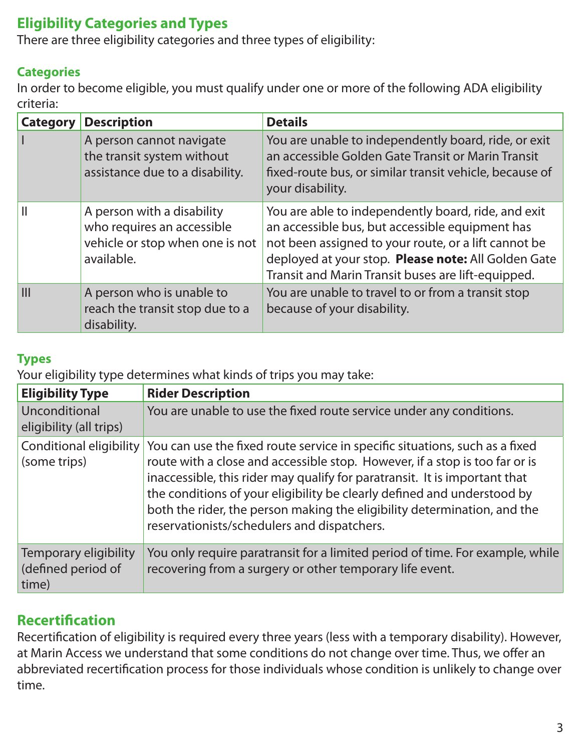## Eligibility Categories and Types

There are three eligibility categories and three types of eligibility:

### Categories

In order to become eligible, you must qualify under one or more of the following ADA eligibility criteria:

| Category | Description | Details |
|---|---|---|
| I | A person cannot navigate the transit system without assistance due to a disability. | You are unable to independently board, ride, or exit an accessible Golden Gate Transit or Marin Transit fixed-route bus, or similar transit vehicle, because of your disability. |
| II | A person with a disability who requires an accessible vehicle or stop when one is not available. | You are able to independently board, ride, and exit an accessible bus, but accessible equipment has not been assigned to your route, or a lift cannot be deployed at your stop. **Please note:** All Golden Gate Transit and Marin Transit buses are lift-equipped. |
| III | A person who is unable to reach the transit stop due to a disability. | You are unable to travel to or from a transit stop because of your disability. |

### Types

Your eligibility type determines what kinds of trips you may take:

| Eligibility Type | Rider Description |
|---|---|
| Unconditional eligibility (all trips) | You are unable to use the fixed route service under any conditions. |
| Conditional eligibility (some trips) | You can use the fixed route service in specific situations, such as a fixed route with a close and accessible stop. However, if a stop is too far or is inaccessible, this rider may qualify for paratransit. It is important that the conditions of your eligibility be clearly defined and understood by both the rider, the person making the eligibility determination, and the reservationists/schedulers and dispatchers. |
| Temporary eligibility (defined period of time) | You only require paratransit for a limited period of time. For example, while recovering from a surgery or other temporary life event. |

## Recertification

Recertification of eligibility is required every three years (less with a temporary disability). However, at Marin Access we understand that some conditions do not change over time. Thus, we offer an abbreviated recertification process for those individuals whose condition is unlikely to change over time.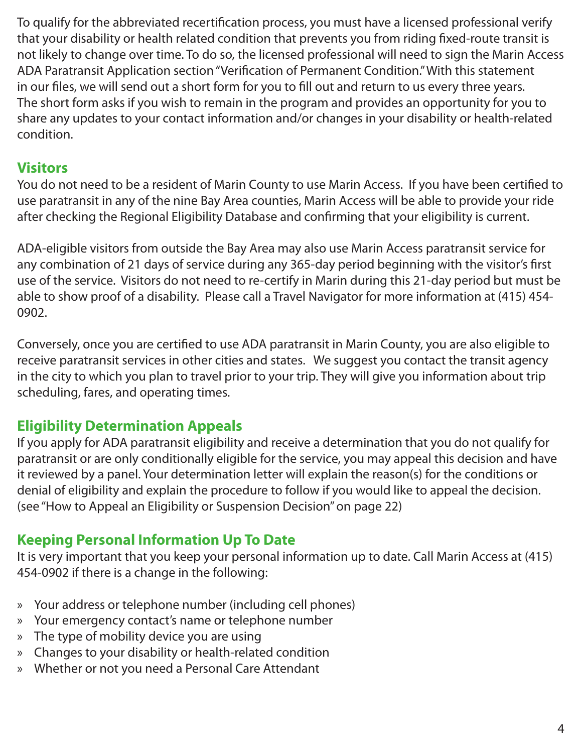To qualify for the abbreviated recertification process, you must have a licensed professional verify that your disability or health related condition that prevents you from riding fixed-route transit is not likely to change over time. To do so, the licensed professional will need to sign the Marin Access ADA Paratransit Application section "Verification of Permanent Condition." With this statement in our files, we will send out a short form for you to fill out and return to us every three years. The short form asks if you wish to remain in the program and provides an opportunity for you to share any updates to your contact information and/or changes in your disability or health-related condition.

## Visitors

You do not need to be a resident of Marin County to use Marin Access. If you have been certified to use paratransit in any of the nine Bay Area counties, Marin Access will be able to provide your ride after checking the Regional Eligibility Database and confirming that your eligibility is current.

ADA-eligible visitors from outside the Bay Area may also use Marin Access paratransit service for any combination of 21 days of service during any 365-day period beginning with the visitor's first use of the service. Visitors do not need to re-certify in Marin during this 21-day period but must be able to show proof of a disability. Please call a Travel Navigator for more information at (415) 454-0902.

Conversely, once you are certified to use ADA paratransit in Marin County, you are also eligible to receive paratransit services in other cities and states. We suggest you contact the transit agency in the city to which you plan to travel prior to your trip. They will give you information about trip scheduling, fares, and operating times.

## Eligibility Determination Appeals

If you apply for ADA paratransit eligibility and receive a determination that you do not qualify for paratransit or are only conditionally eligible for the service, you may appeal this decision and have it reviewed by a panel. Your determination letter will explain the reason(s) for the conditions or denial of eligibility and explain the procedure to follow if you would like to appeal the decision. (see "How to Appeal an Eligibility or Suspension Decision" on page 22)

## Keeping Personal Information Up To Date

It is very important that you keep your personal information up to date. Call Marin Access at (415) 454-0902 if there is a change in the following:

- Your address or telephone number (including cell phones)
- Your emergency contact's name or telephone number
- The type of mobility device you are using
- Changes to your disability or health-related condition
- Whether or not you need a Personal Care Attendant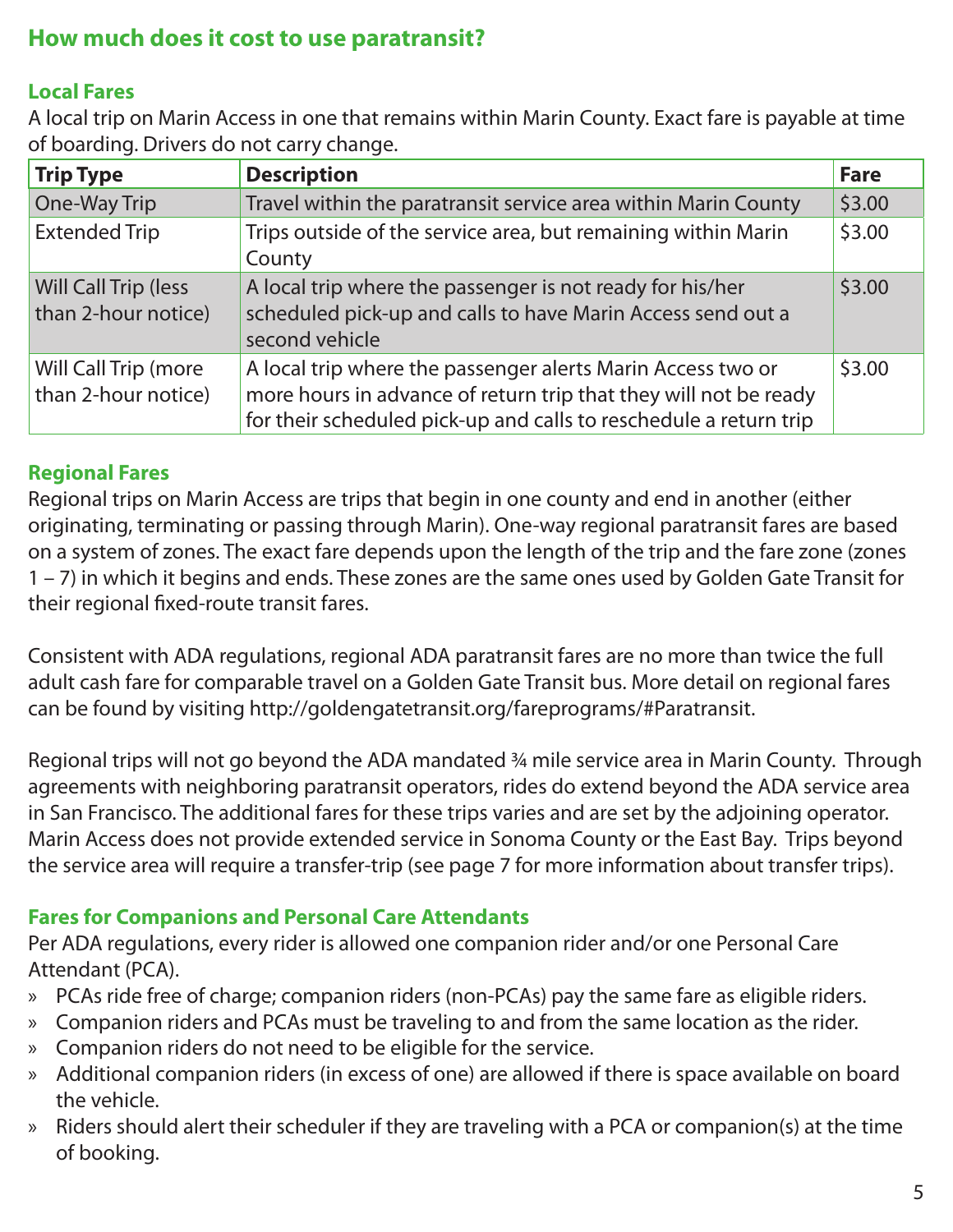## How much does it cost to use paratransit?

### Local Fares

A local trip on Marin Access in one that remains within Marin County. Exact fare is payable at time of boarding. Drivers do not carry change.

| Trip Type | Description | Fare |
|---|---|---|
| One-Way Trip | Travel within the paratransit service area within Marin County | $3.00 |
| Extended Trip | Trips outside of the service area, but remaining within Marin County | $3.00 |
| Will Call Trip (less than 2-hour notice) | A local trip where the passenger is not ready for his/her scheduled pick-up and calls to have Marin Access send out a second vehicle | $3.00 |
| Will Call Trip (more than 2-hour notice) | A local trip where the passenger alerts Marin Access two or more hours in advance of return trip that they will not be ready for their scheduled pick-up and calls to reschedule a return trip | $3.00 |

### Regional Fares

Regional trips on Marin Access are trips that begin in one county and end in another (either originating, terminating or passing through Marin). One-way regional paratransit fares are based on a system of zones. The exact fare depends upon the length of the trip and the fare zone (zones 1 – 7) in which it begins and ends. These zones are the same ones used by Golden Gate Transit for their regional fixed-route transit fares.

Consistent with ADA regulations, regional ADA paratransit fares are no more than twice the full adult cash fare for comparable travel on a Golden Gate Transit bus. More detail on regional fares can be found by visiting http://goldengatetransit.org/fareprograms/#Paratransit.

Regional trips will not go beyond the ADA mandated ¾ mile service area in Marin County. Through agreements with neighboring paratransit operators, rides do extend beyond the ADA service area in San Francisco. The additional fares for these trips varies and are set by the adjoining operator. Marin Access does not provide extended service in Sonoma County or the East Bay. Trips beyond the service area will require a transfer-trip (see page 7 for more information about transfer trips).

### Fares for Companions and Personal Care Attendants

Per ADA regulations, every rider is allowed one companion rider and/or one Personal Care Attendant (PCA).

- PCAs ride free of charge; companion riders (non-PCAs) pay the same fare as eligible riders.
- Companion riders and PCAs must be traveling to and from the same location as the rider.
- Companion riders do not need to be eligible for the service.
- Additional companion riders (in excess of one) are allowed if there is space available on board the vehicle.
- Riders should alert their scheduler if they are traveling with a PCA or companion(s) at the time of booking.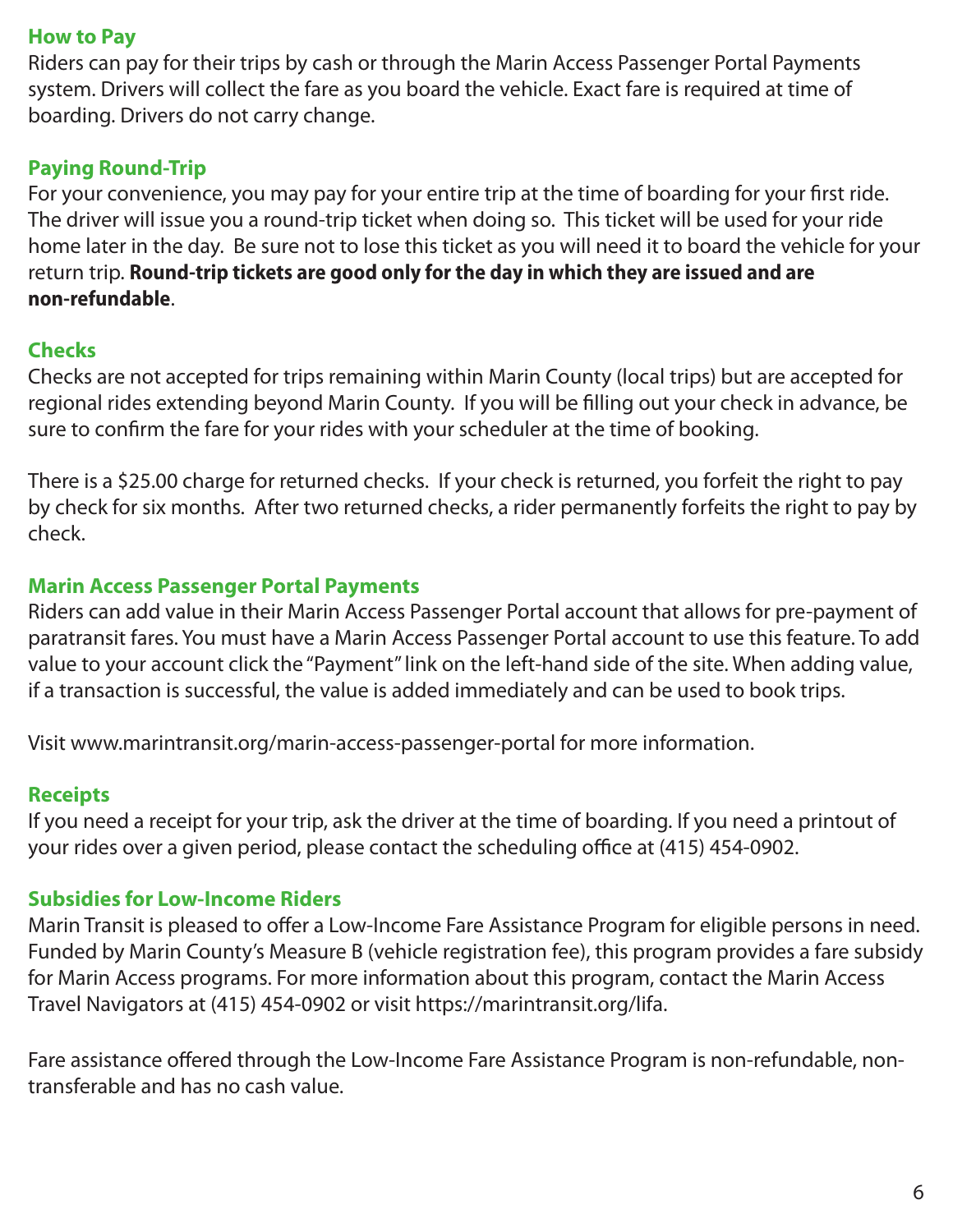### How to Pay

Riders can pay for their trips by cash or through the Marin Access Passenger Portal Payments system. Drivers will collect the fare as you board the vehicle. Exact fare is required at time of boarding. Drivers do not carry change.

### Paying Round-Trip

For your convenience, you may pay for your entire trip at the time of boarding for your first ride. The driver will issue you a round-trip ticket when doing so. This ticket will be used for your ride home later in the day. Be sure not to lose this ticket as you will need it to board the vehicle for your return trip. **Round-trip tickets are good only for the day in which they are issued and are non-refundable**.

### Checks

Checks are not accepted for trips remaining within Marin County (local trips) but are accepted for regional rides extending beyond Marin County. If you will be filling out your check in advance, be sure to confirm the fare for your rides with your scheduler at the time of booking.

There is a $25.00 charge for returned checks. If your check is returned, you forfeit the right to pay by check for six months. After two returned checks, a rider permanently forfeits the right to pay by check.

### Marin Access Passenger Portal Payments

Riders can add value in their Marin Access Passenger Portal account that allows for pre-payment of paratransit fares. You must have a Marin Access Passenger Portal account to use this feature. To add value to your account click the "Payment" link on the left-hand side of the site. When adding value, if a transaction is successful, the value is added immediately and can be used to book trips.

Visit www.marintransit.org/marin-access-passenger-portal for more information.

### Receipts

If you need a receipt for your trip, ask the driver at the time of boarding. If you need a printout of your rides over a given period, please contact the scheduling office at (415) 454-0902.

### Subsidies for Low-Income Riders

Marin Transit is pleased to offer a Low-Income Fare Assistance Program for eligible persons in need. Funded by Marin County's Measure B (vehicle registration fee), this program provides a fare subsidy for Marin Access programs. For more information about this program, contact the Marin Access Travel Navigators at (415) 454-0902 or visit https://marintransit.org/lifa.

Fare assistance offered through the Low-Income Fare Assistance Program is non-refundable, non-transferable and has no cash value.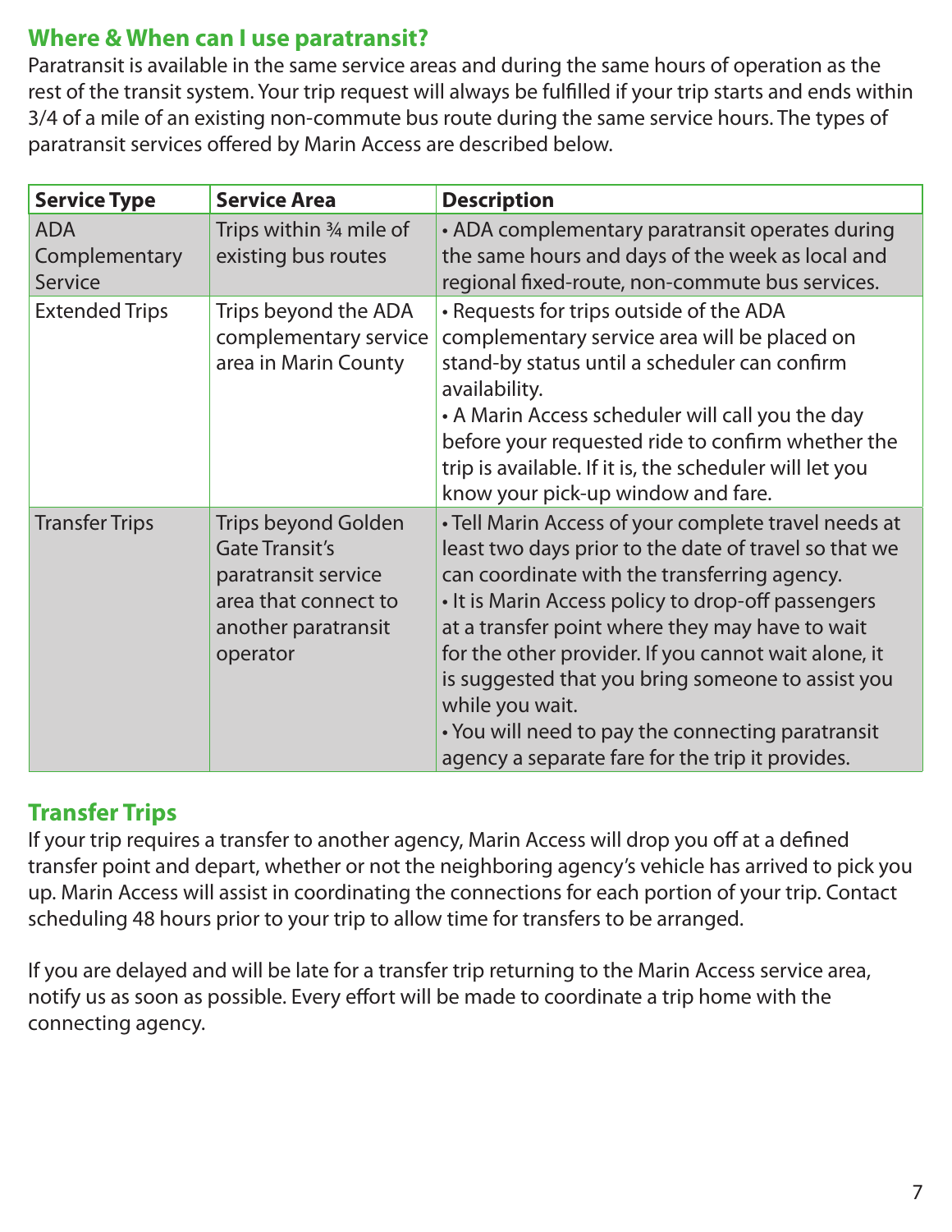## Where & When can I use paratransit?

Paratransit is available in the same service areas and during the same hours of operation as the rest of the transit system. Your trip request will always be fulfilled if your trip starts and ends within 3/4 of a mile of an existing non-commute bus route during the same service hours. The types of paratransit services offered by Marin Access are described below.

| Service Type | Service Area | Description |
| --- | --- | --- |
| ADA Complementary Service | Trips within ¾ mile of existing bus routes | • ADA complementary paratransit operates during the same hours and days of the week as local and regional fixed-route, non-commute bus services. |
| Extended Trips | Trips beyond the ADA complementary service area in Marin County | • Requests for trips outside of the ADA complementary service area will be placed on stand-by status until a scheduler can confirm availability.<br>• A Marin Access scheduler will call you the day before your requested ride to confirm whether the trip is available. If it is, the scheduler will let you know your pick-up window and fare. |
| Transfer Trips | Trips beyond Golden Gate Transit's paratransit service area that connect to another paratransit operator | • Tell Marin Access of your complete travel needs at least two days prior to the date of travel so that we can coordinate with the transferring agency.<br>• It is Marin Access policy to drop-off passengers at a transfer point where they may have to wait for the other provider. If you cannot wait alone, it is suggested that you bring someone to assist you while you wait.<br>• You will need to pay the connecting paratransit agency a separate fare for the trip it provides. |

## Transfer Trips

If your trip requires a transfer to another agency, Marin Access will drop you off at a defined transfer point and depart, whether or not the neighboring agency's vehicle has arrived to pick you up. Marin Access will assist in coordinating the connections for each portion of your trip. Contact scheduling 48 hours prior to your trip to allow time for transfers to be arranged.

If you are delayed and will be late for a transfer trip returning to the Marin Access service area, notify us as soon as possible. Every effort will be made to coordinate a trip home with the connecting agency.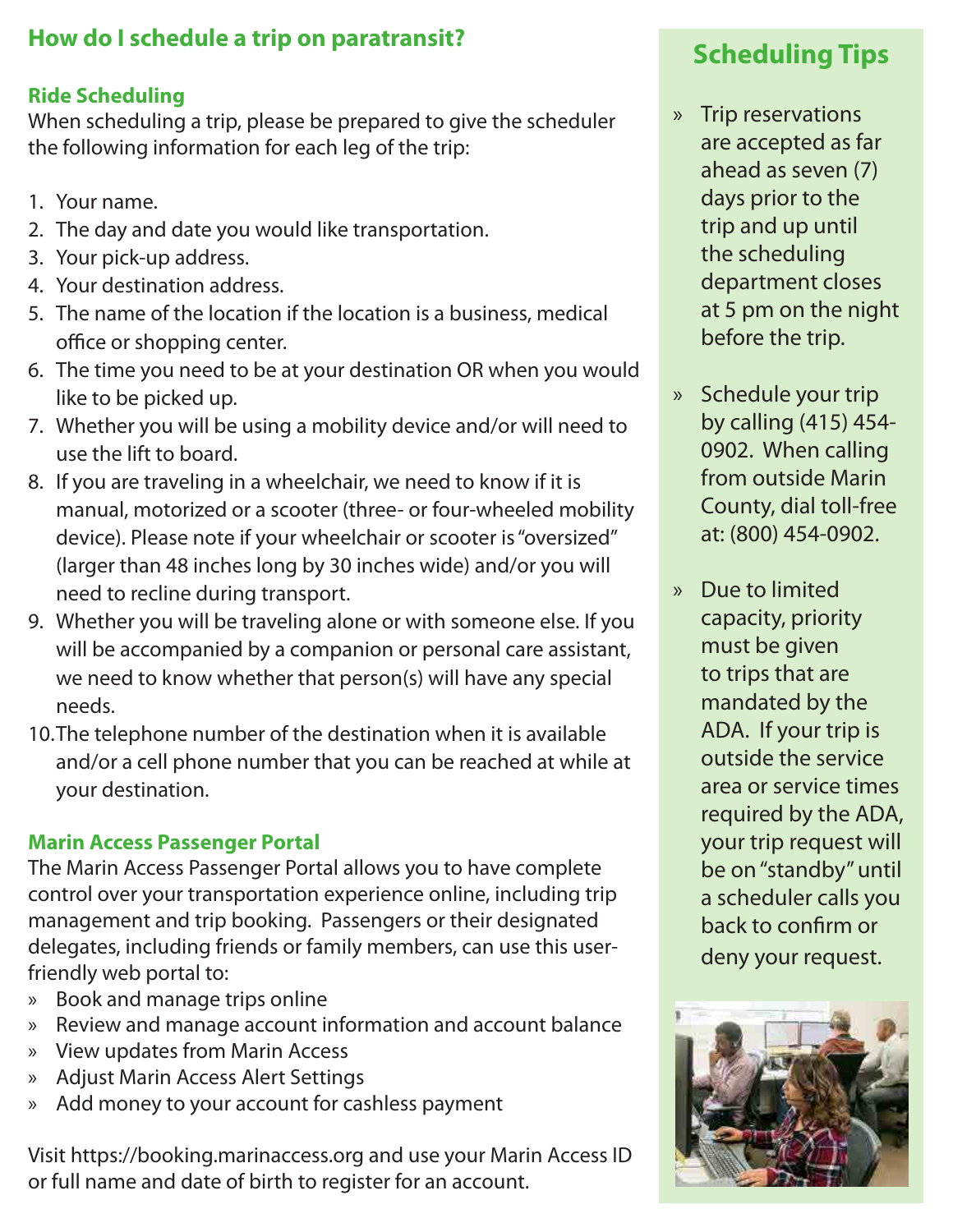## How do I schedule a trip on paratransit?

### Ride Scheduling

When scheduling a trip, please be prepared to give the scheduler the following information for each leg of the trip:

1. Your name.
2. The day and date you would like transportation.
3. Your pick-up address.
4. Your destination address.
5. The name of the location if the location is a business, medical office or shopping center.
6. The time you need to be at your destination OR when you would like to be picked up.
7. Whether you will be using a mobility device and/or will need to use the lift to board.
8. If you are traveling in a wheelchair, we need to know if it is manual, motorized or a scooter (three- or four-wheeled mobility device). Please note if your wheelchair or scooter is "oversized" (larger than 48 inches long by 30 inches wide) and/or you will need to recline during transport.
9. Whether you will be traveling alone or with someone else. If you will be accompanied by a companion or personal care assistant, we need to know whether that person(s) will have any special needs.
10. The telephone number of the destination when it is available and/or a cell phone number that you can be reached at while at your destination.

### Marin Access Passenger Portal

The Marin Access Passenger Portal allows you to have complete control over your transportation experience online, including trip management and trip booking. Passengers or their designated delegates, including friends or family members, can use this user-friendly web portal to:

- Book and manage trips online
- Review and manage account information and account balance
- View updates from Marin Access
- Adjust Marin Access Alert Settings
- Add money to your account for cashless payment

Visit https://booking.marinaccess.org and use your Marin Access ID or full name and date of birth to register for an account.

## Scheduling Tips

- Trip reservations are accepted as far ahead as seven (7) days prior to the trip and up until the scheduling department closes at 5 pm on the night before the trip.
- Schedule your trip by calling (415) 454-0902. When calling from outside Marin County, dial toll-free at: (800) 454-0902.
- Due to limited capacity, priority must be given to trips that are mandated by the ADA. If your trip is outside the service area or service times required by the ADA, your trip request will be on "standby" until a scheduler calls you back to confirm or deny your request.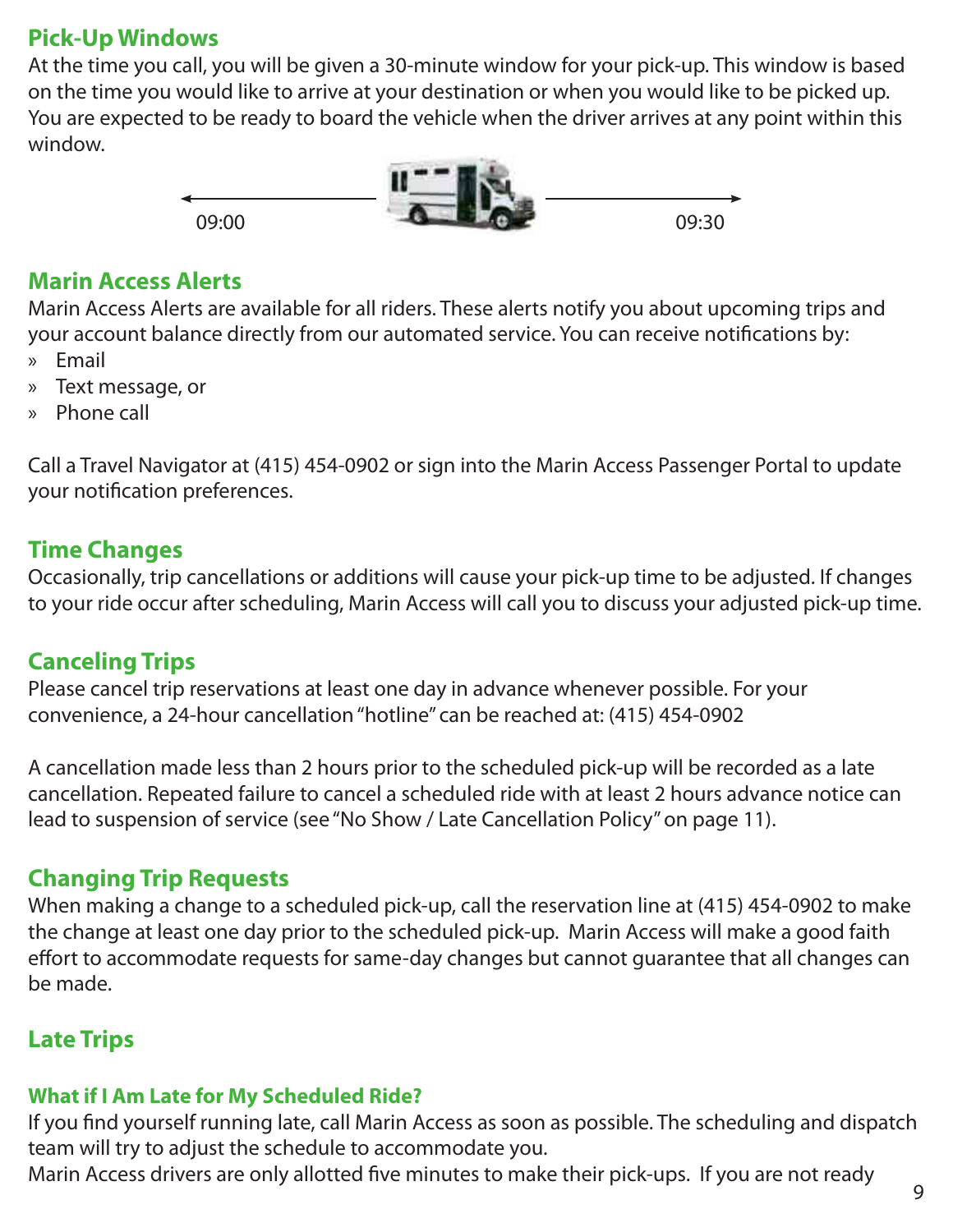## Pick-Up Windows

At the time you call, you will be given a 30-minute window for your pick-up. This window is based on the time you would like to arrive at your destination or when you would like to be picked up. You are expected to be ready to board the vehicle when the driver arrives at any point within this window.

09:00 09:30

## Marin Access Alerts

Marin Access Alerts are available for all riders. These alerts notify you about upcoming trips and your account balance directly from our automated service. You can receive notifications by:

- Email
- Text message, or
- Phone call

Call a Travel Navigator at (415) 454-0902 or sign into the Marin Access Passenger Portal to update your notification preferences.

## Time Changes

Occasionally, trip cancellations or additions will cause your pick-up time to be adjusted. If changes to your ride occur after scheduling, Marin Access will call you to discuss your adjusted pick-up time.

## Canceling Trips

Please cancel trip reservations at least one day in advance whenever possible. For your convenience, a 24-hour cancellation "hotline" can be reached at: (415) 454-0902

A cancellation made less than 2 hours prior to the scheduled pick-up will be recorded as a late cancellation. Repeated failure to cancel a scheduled ride with at least 2 hours advance notice can lead to suspension of service (see "No Show / Late Cancellation Policy" on page 11).

## Changing Trip Requests

When making a change to a scheduled pick-up, call the reservation line at (415) 454-0902 to make the change at least one day prior to the scheduled pick-up. Marin Access will make a good faith effort to accommodate requests for same-day changes but cannot guarantee that all changes can be made.

## Late Trips

### What if I Am Late for My Scheduled Ride?

If you find yourself running late, call Marin Access as soon as possible. The scheduling and dispatch team will try to adjust the schedule to accommodate you.

Marin Access drivers are only allotted five minutes to make their pick-ups. If you are not ready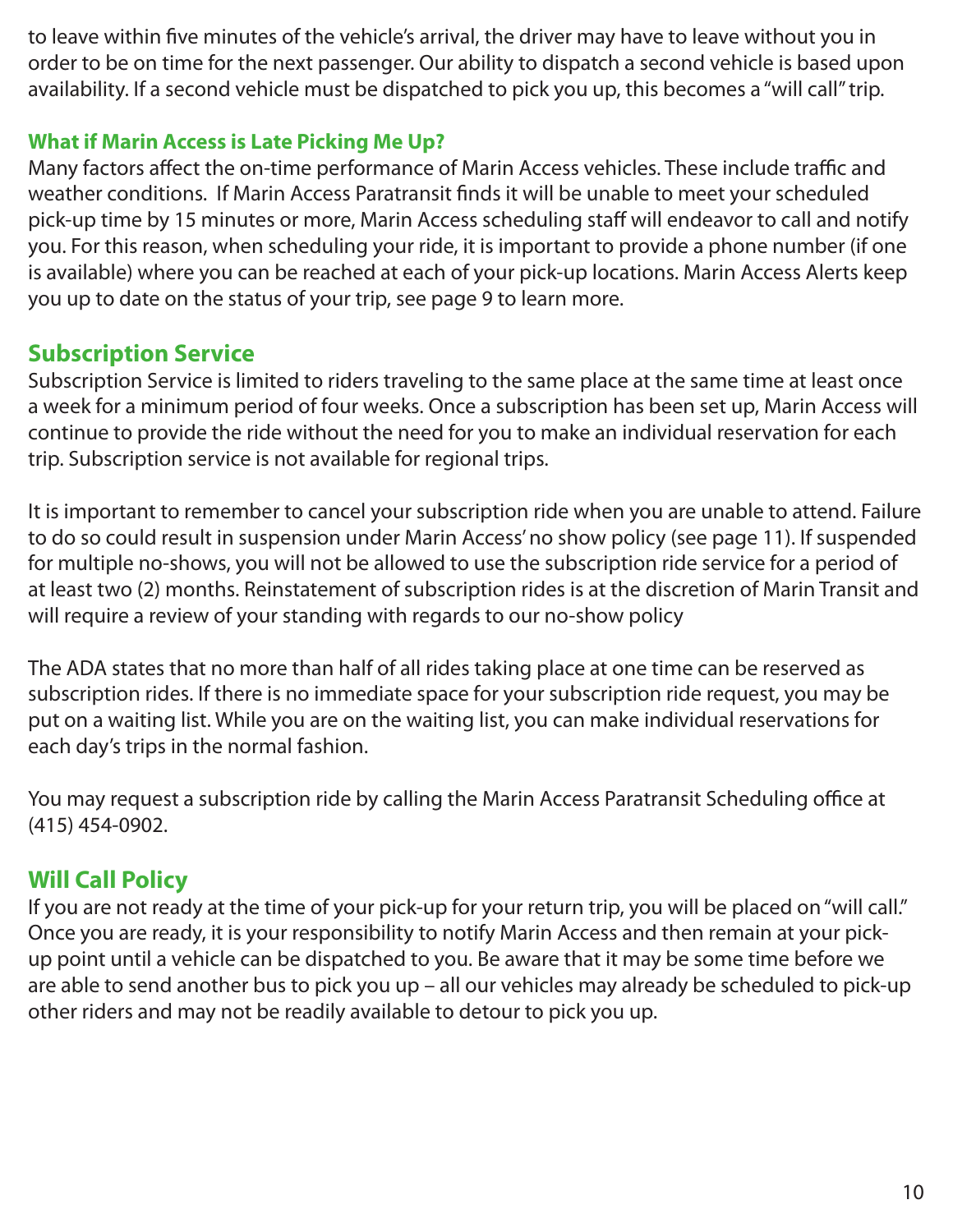to leave within five minutes of the vehicle's arrival, the driver may have to leave without you in order to be on time for the next passenger. Our ability to dispatch a second vehicle is based upon availability. If a second vehicle must be dispatched to pick you up, this becomes a "will call" trip.

### What if Marin Access is Late Picking Me Up?

Many factors affect the on-time performance of Marin Access vehicles. These include traffic and weather conditions. If Marin Access Paratransit finds it will be unable to meet your scheduled pick-up time by 15 minutes or more, Marin Access scheduling staff will endeavor to call and notify you. For this reason, when scheduling your ride, it is important to provide a phone number (if one is available) where you can be reached at each of your pick-up locations. Marin Access Alerts keep you up to date on the status of your trip, see page 9 to learn more.

## Subscription Service

Subscription Service is limited to riders traveling to the same place at the same time at least once a week for a minimum period of four weeks. Once a subscription has been set up, Marin Access will continue to provide the ride without the need for you to make an individual reservation for each trip. Subscription service is not available for regional trips.

It is important to remember to cancel your subscription ride when you are unable to attend. Failure to do so could result in suspension under Marin Access' no show policy (see page 11). If suspended for multiple no-shows, you will not be allowed to use the subscription ride service for a period of at least two (2) months. Reinstatement of subscription rides is at the discretion of Marin Transit and will require a review of your standing with regards to our no-show policy

The ADA states that no more than half of all rides taking place at one time can be reserved as subscription rides. If there is no immediate space for your subscription ride request, you may be put on a waiting list. While you are on the waiting list, you can make individual reservations for each day's trips in the normal fashion.

You may request a subscription ride by calling the Marin Access Paratransit Scheduling office at (415) 454-0902.

## Will Call Policy

If you are not ready at the time of your pick-up for your return trip, you will be placed on "will call." Once you are ready, it is your responsibility to notify Marin Access and then remain at your pick-up point until a vehicle can be dispatched to you. Be aware that it may be some time before we are able to send another bus to pick you up – all our vehicles may already be scheduled to pick-up other riders and may not be readily available to detour to pick you up.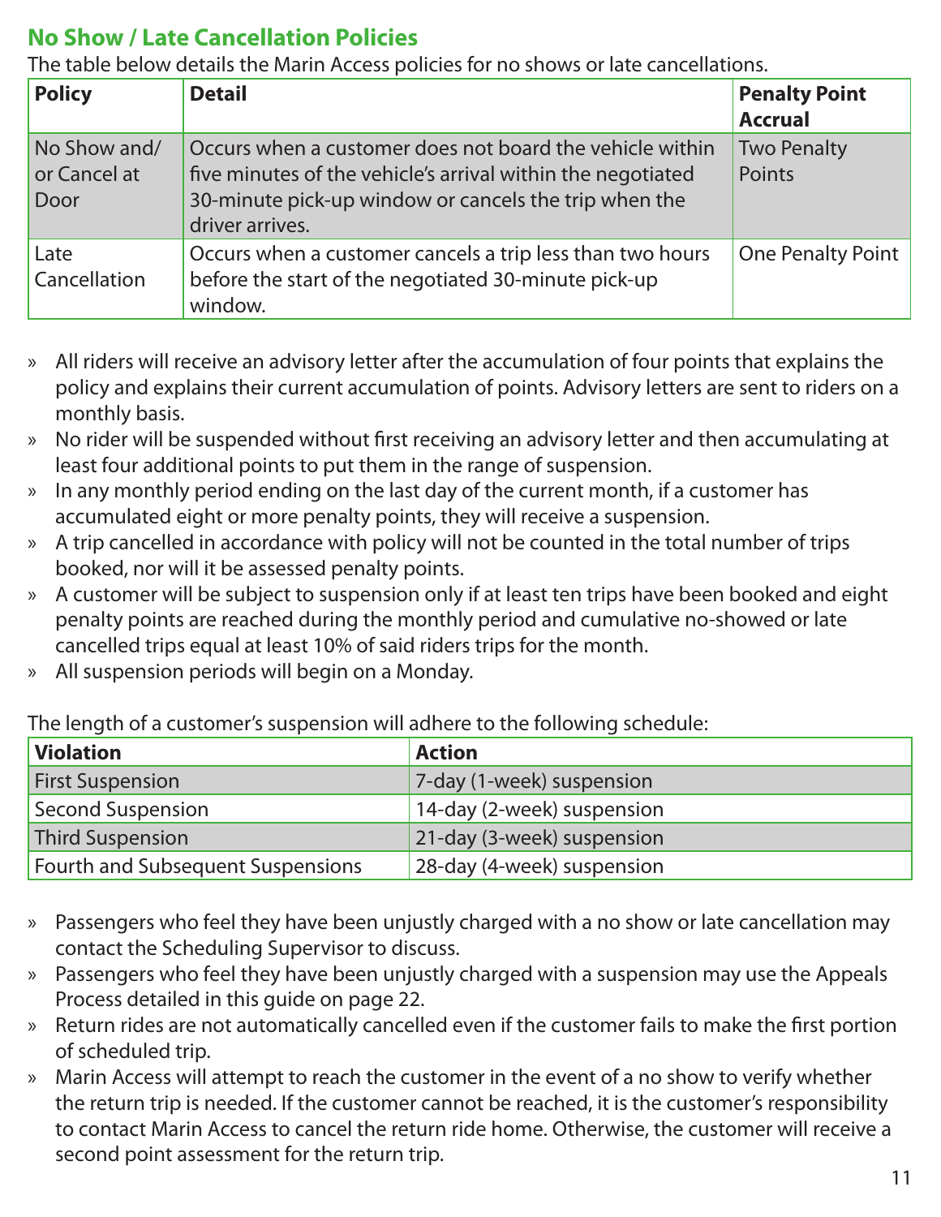## No Show / Late Cancellation Policies

The table below details the Marin Access policies for no shows or late cancellations.

| Policy | Detail | Penalty Point Accrual |
|---|---|---|
| No Show and/ or Cancel at Door | Occurs when a customer does not board the vehicle within five minutes of the vehicle's arrival within the negotiated 30-minute pick-up window or cancels the trip when the driver arrives. | Two Penalty Points |
| Late Cancellation | Occurs when a customer cancels a trip less than two hours before the start of the negotiated 30-minute pick-up window. | One Penalty Point |

- All riders will receive an advisory letter after the accumulation of four points that explains the policy and explains their current accumulation of points. Advisory letters are sent to riders on a monthly basis.
- No rider will be suspended without first receiving an advisory letter and then accumulating at least four additional points to put them in the range of suspension.
- In any monthly period ending on the last day of the current month, if a customer has accumulated eight or more penalty points, they will receive a suspension.
- A trip cancelled in accordance with policy will not be counted in the total number of trips booked, nor will it be assessed penalty points.
- A customer will be subject to suspension only if at least ten trips have been booked and eight penalty points are reached during the monthly period and cumulative no-showed or late cancelled trips equal at least 10% of said riders trips for the month.
- All suspension periods will begin on a Monday.

The length of a customer's suspension will adhere to the following schedule:

| Violation | Action |
|---|---|
| First Suspension | 7-day (1-week) suspension |
| Second Suspension | 14-day (2-week) suspension |
| Third Suspension | 21-day (3-week) suspension |
| Fourth and Subsequent Suspensions | 28-day (4-week) suspension |

- Passengers who feel they have been unjustly charged with a no show or late cancellation may contact the Scheduling Supervisor to discuss.
- Passengers who feel they have been unjustly charged with a suspension may use the Appeals Process detailed in this guide on page 22.
- Return rides are not automatically cancelled even if the customer fails to make the first portion of scheduled trip.
- Marin Access will attempt to reach the customer in the event of a no show to verify whether the return trip is needed. If the customer cannot be reached, it is the customer's responsibility to contact Marin Access to cancel the return ride home. Otherwise, the customer will receive a second point assessment for the return trip.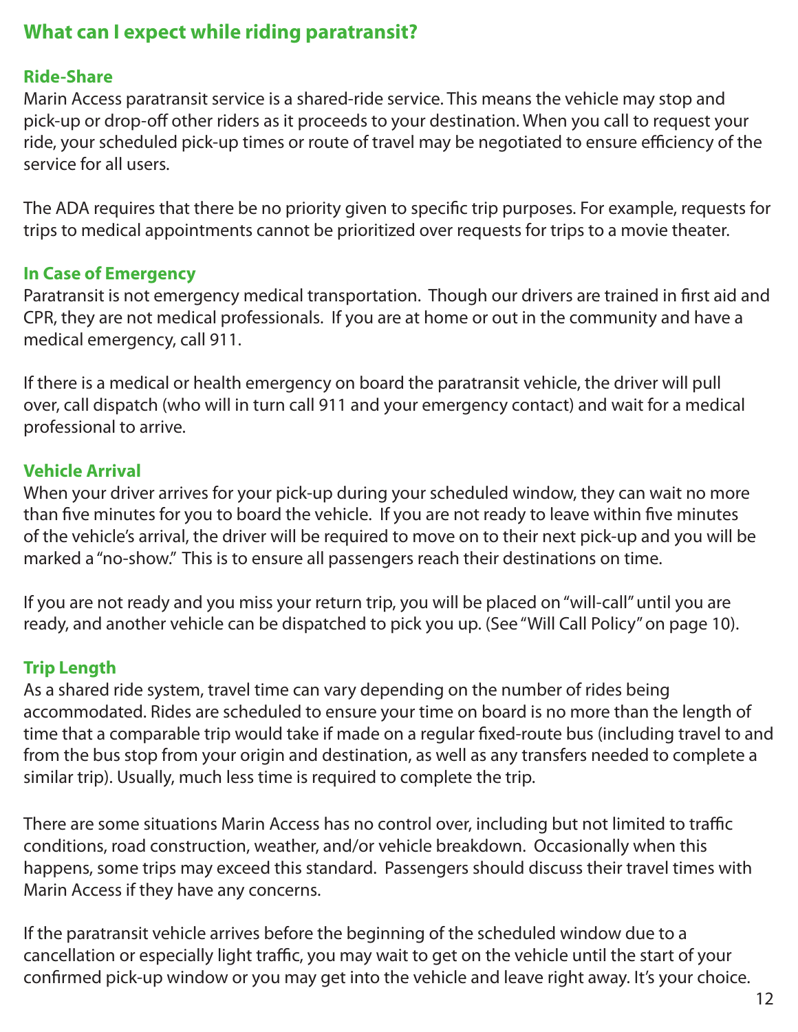## What can I expect while riding paratransit?

### Ride-Share

Marin Access paratransit service is a shared-ride service. This means the vehicle may stop and pick-up or drop-off other riders as it proceeds to your destination. When you call to request your ride, your scheduled pick-up times or route of travel may be negotiated to ensure efficiency of the service for all users.

The ADA requires that there be no priority given to specific trip purposes. For example, requests for trips to medical appointments cannot be prioritized over requests for trips to a movie theater.

### In Case of Emergency

Paratransit is not emergency medical transportation. Though our drivers are trained in first aid and CPR, they are not medical professionals. If you are at home or out in the community and have a medical emergency, call 911.

If there is a medical or health emergency on board the paratransit vehicle, the driver will pull over, call dispatch (who will in turn call 911 and your emergency contact) and wait for a medical professional to arrive.

### Vehicle Arrival

When your driver arrives for your pick-up during your scheduled window, they can wait no more than five minutes for you to board the vehicle. If you are not ready to leave within five minutes of the vehicle's arrival, the driver will be required to move on to their next pick-up and you will be marked a "no-show." This is to ensure all passengers reach their destinations on time.

If you are not ready and you miss your return trip, you will be placed on "will-call" until you are ready, and another vehicle can be dispatched to pick you up. (See "Will Call Policy" on page 10).

### Trip Length

As a shared ride system, travel time can vary depending on the number of rides being accommodated. Rides are scheduled to ensure your time on board is no more than the length of time that a comparable trip would take if made on a regular fixed-route bus (including travel to and from the bus stop from your origin and destination, as well as any transfers needed to complete a similar trip). Usually, much less time is required to complete the trip.

There are some situations Marin Access has no control over, including but not limited to traffic conditions, road construction, weather, and/or vehicle breakdown. Occasionally when this happens, some trips may exceed this standard. Passengers should discuss their travel times with Marin Access if they have any concerns.

If the paratransit vehicle arrives before the beginning of the scheduled window due to a cancellation or especially light traffic, you may wait to get on the vehicle until the start of your confirmed pick-up window or you may get into the vehicle and leave right away. It's your choice.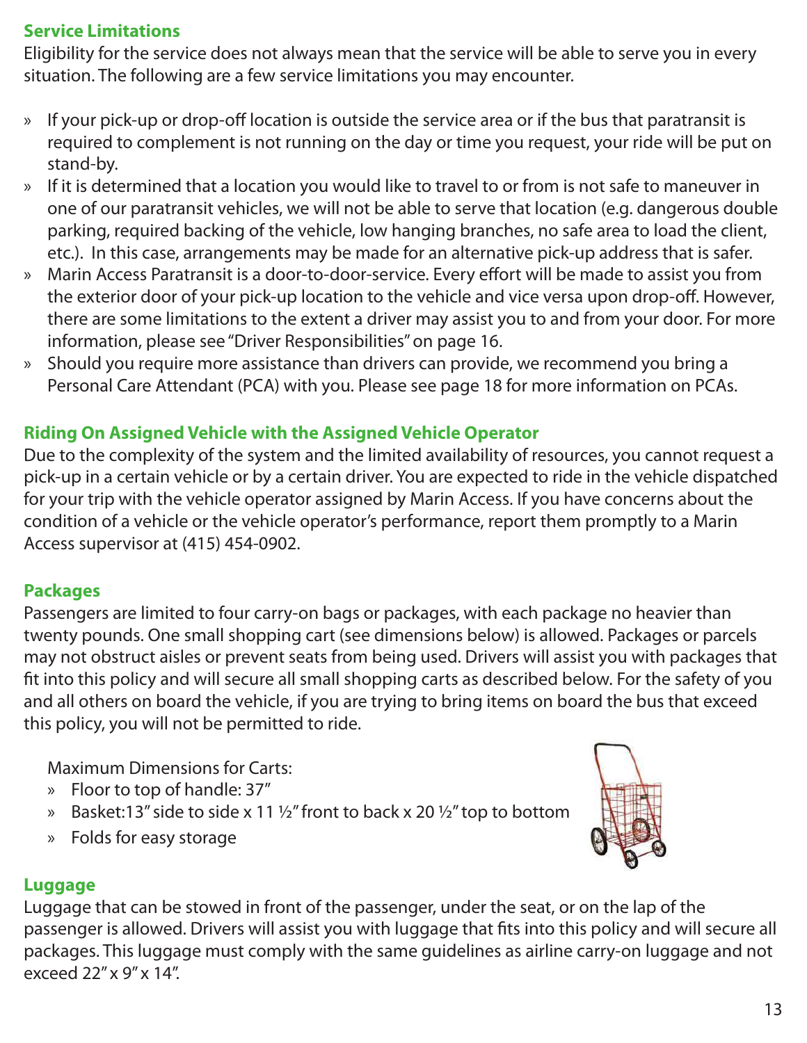## Service Limitations

Eligibility for the service does not always mean that the service will be able to serve you in every situation. The following are a few service limitations you may encounter.

- If your pick-up or drop-off location is outside the service area or if the bus that paratransit is required to complement is not running on the day or time you request, your ride will be put on stand-by.
- If it is determined that a location you would like to travel to or from is not safe to maneuver in one of our paratransit vehicles, we will not be able to serve that location (e.g. dangerous double parking, required backing of the vehicle, low hanging branches, no safe area to load the client, etc.). In this case, arrangements may be made for an alternative pick-up address that is safer.
- Marin Access Paratransit is a door-to-door-service. Every effort will be made to assist you from the exterior door of your pick-up location to the vehicle and vice versa upon drop-off. However, there are some limitations to the extent a driver may assist you to and from your door. For more information, please see "Driver Responsibilities" on page 16.
- Should you require more assistance than drivers can provide, we recommend you bring a Personal Care Attendant (PCA) with you. Please see page 18 for more information on PCAs.

## Riding On Assigned Vehicle with the Assigned Vehicle Operator

Due to the complexity of the system and the limited availability of resources, you cannot request a pick-up in a certain vehicle or by a certain driver. You are expected to ride in the vehicle dispatched for your trip with the vehicle operator assigned by Marin Access. If you have concerns about the condition of a vehicle or the vehicle operator's performance, report them promptly to a Marin Access supervisor at (415) 454-0902.

## Packages

Passengers are limited to four carry-on bags or packages, with each package no heavier than twenty pounds. One small shopping cart (see dimensions below) is allowed. Packages or parcels may not obstruct aisles or prevent seats from being used. Drivers will assist you with packages that fit into this policy and will secure all small shopping carts as described below. For the safety of you and all others on board the vehicle, if you are trying to bring items on board the bus that exceed this policy, you will not be permitted to ride.

Maximum Dimensions for Carts:

- Floor to top of handle: 37"
- Basket:13" side to side x 11 ½" front to back x 20 ½" top to bottom
- Folds for easy storage

## Luggage

Luggage that can be stowed in front of the passenger, under the seat, or on the lap of the passenger is allowed. Drivers will assist you with luggage that fits into this policy and will secure all packages. This luggage must comply with the same guidelines as airline carry-on luggage and not exceed 22" x 9" x 14".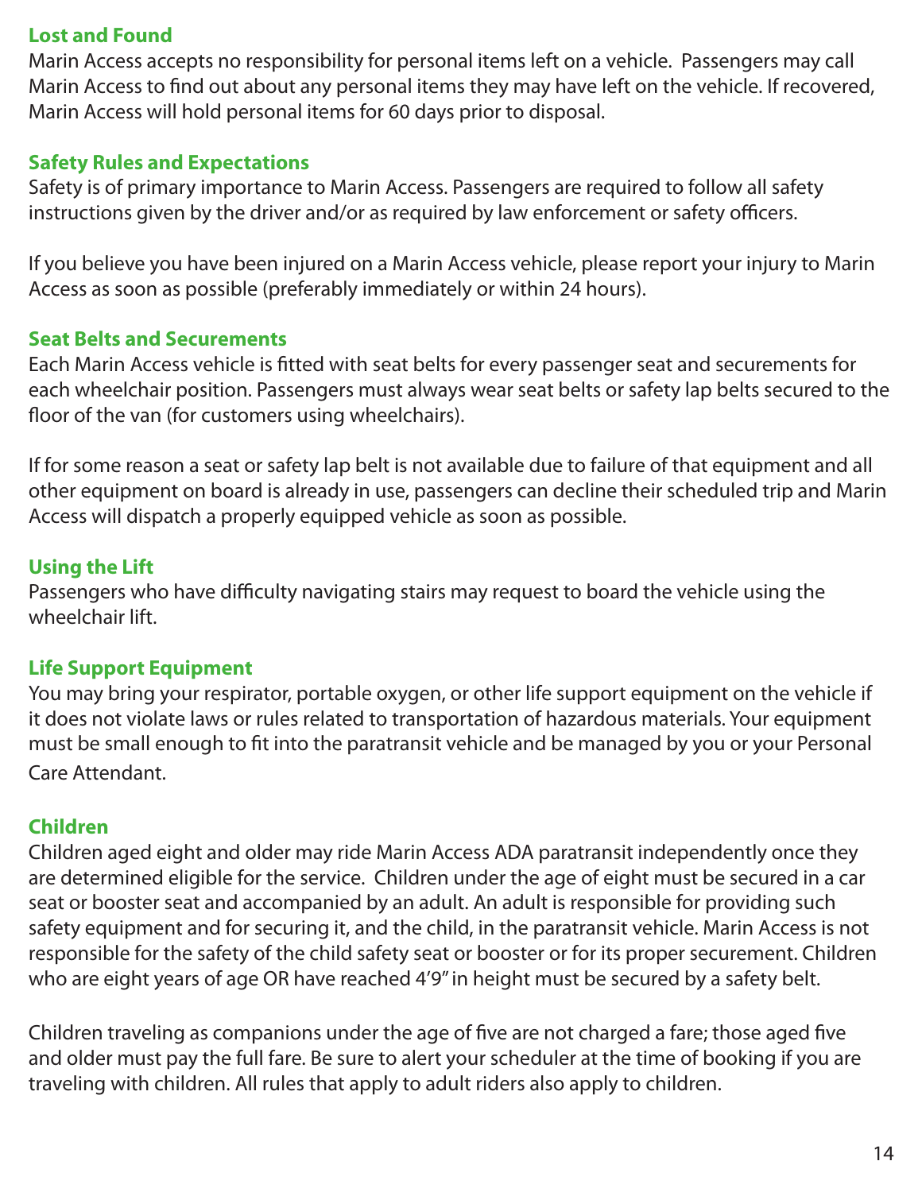### Lost and Found

Marin Access accepts no responsibility for personal items left on a vehicle. Passengers may call Marin Access to find out about any personal items they may have left on the vehicle. If recovered, Marin Access will hold personal items for 60 days prior to disposal.

### Safety Rules and Expectations

Safety is of primary importance to Marin Access. Passengers are required to follow all safety instructions given by the driver and/or as required by law enforcement or safety officers.

If you believe you have been injured on a Marin Access vehicle, please report your injury to Marin Access as soon as possible (preferably immediately or within 24 hours).

### Seat Belts and Securements

Each Marin Access vehicle is fitted with seat belts for every passenger seat and securements for each wheelchair position. Passengers must always wear seat belts or safety lap belts secured to the floor of the van (for customers using wheelchairs).

If for some reason a seat or safety lap belt is not available due to failure of that equipment and all other equipment on board is already in use, passengers can decline their scheduled trip and Marin Access will dispatch a properly equipped vehicle as soon as possible.

### Using the Lift

Passengers who have difficulty navigating stairs may request to board the vehicle using the wheelchair lift.

### Life Support Equipment

You may bring your respirator, portable oxygen, or other life support equipment on the vehicle if it does not violate laws or rules related to transportation of hazardous materials. Your equipment must be small enough to fit into the paratransit vehicle and be managed by you or your Personal Care Attendant.

### Children

Children aged eight and older may ride Marin Access ADA paratransit independently once they are determined eligible for the service. Children under the age of eight must be secured in a car seat or booster seat and accompanied by an adult. An adult is responsible for providing such safety equipment and for securing it, and the child, in the paratransit vehicle. Marin Access is not responsible for the safety of the child safety seat or booster or for its proper securement. Children who are eight years of age OR have reached 4'9" in height must be secured by a safety belt.

Children traveling as companions under the age of five are not charged a fare; those aged five and older must pay the full fare. Be sure to alert your scheduler at the time of booking if you are traveling with children. All rules that apply to adult riders also apply to children.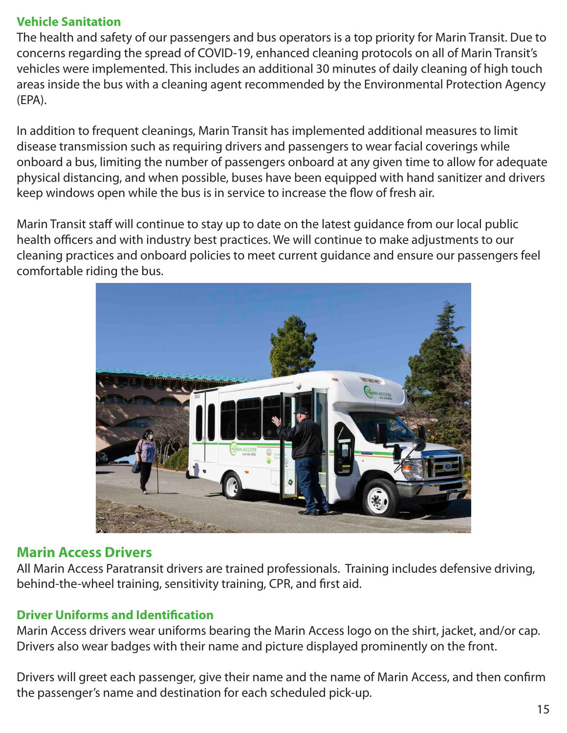## Vehicle Sanitation

The health and safety of our passengers and bus operators is a top priority for Marin Transit. Due to concerns regarding the spread of COVID-19, enhanced cleaning protocols on all of Marin Transit's vehicles were implemented. This includes an additional 30 minutes of daily cleaning of high touch areas inside the bus with a cleaning agent recommended by the Environmental Protection Agency (EPA).

In addition to frequent cleanings, Marin Transit has implemented additional measures to limit disease transmission such as requiring drivers and passengers to wear facial coverings while onboard a bus, limiting the number of passengers onboard at any given time to allow for adequate physical distancing, and when possible, buses have been equipped with hand sanitizer and drivers keep windows open while the bus is in service to increase the flow of fresh air.

Marin Transit staff will continue to stay up to date on the latest guidance from our local public health officers and with industry best practices. We will continue to make adjustments to our cleaning practices and onboard policies to meet current guidance and ensure our passengers feel comfortable riding the bus.

## Marin Access Drivers

All Marin Access Paratransit drivers are trained professionals. Training includes defensive driving, behind-the-wheel training, sensitivity training, CPR, and first aid.

### Driver Uniforms and Identification

Marin Access drivers wear uniforms bearing the Marin Access logo on the shirt, jacket, and/or cap. Drivers also wear badges with their name and picture displayed prominently on the front.

Drivers will greet each passenger, give their name and the name of Marin Access, and then confirm the passenger's name and destination for each scheduled pick-up.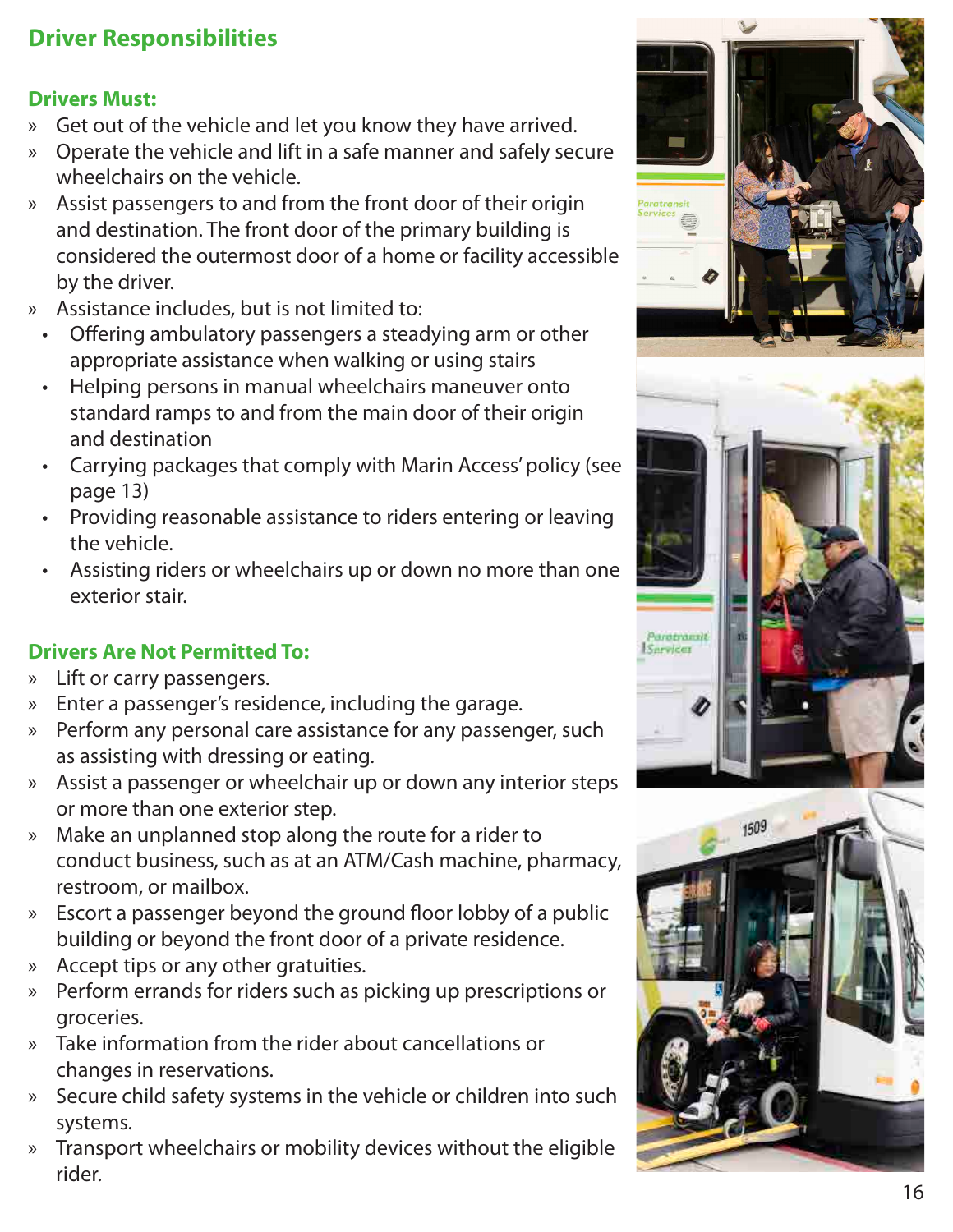## Driver Responsibilities

### Drivers Must:

- Get out of the vehicle and let you know they have arrived.
- Operate the vehicle and lift in a safe manner and safely secure wheelchairs on the vehicle.
- Assist passengers to and from the front door of their origin and destination. The front door of the primary building is considered the outermost door of a home or facility accessible by the driver.
- Assistance includes, but is not limited to:
  - Offering ambulatory passengers a steadying arm or other appropriate assistance when walking or using stairs
  - Helping persons in manual wheelchairs maneuver onto standard ramps to and from the main door of their origin and destination
  - Carrying packages that comply with Marin Access' policy (see page 13)
  - Providing reasonable assistance to riders entering or leaving the vehicle.
  - Assisting riders or wheelchairs up or down no more than one exterior stair.

### Drivers Are Not Permitted To:

- Lift or carry passengers.
- Enter a passenger's residence, including the garage.
- Perform any personal care assistance for any passenger, such as assisting with dressing or eating.
- Assist a passenger or wheelchair up or down any interior steps or more than one exterior step.
- Make an unplanned stop along the route for a rider to conduct business, such as at an ATM/Cash machine, pharmacy, restroom, or mailbox.
- Escort a passenger beyond the ground floor lobby of a public building or beyond the front door of a private residence.
- Accept tips or any other gratuities.
- Perform errands for riders such as picking up prescriptions or groceries.
- Take information from the rider about cancellations or changes in reservations.
- Secure child safety systems in the vehicle or children into such systems.
- Transport wheelchairs or mobility devices without the eligible rider.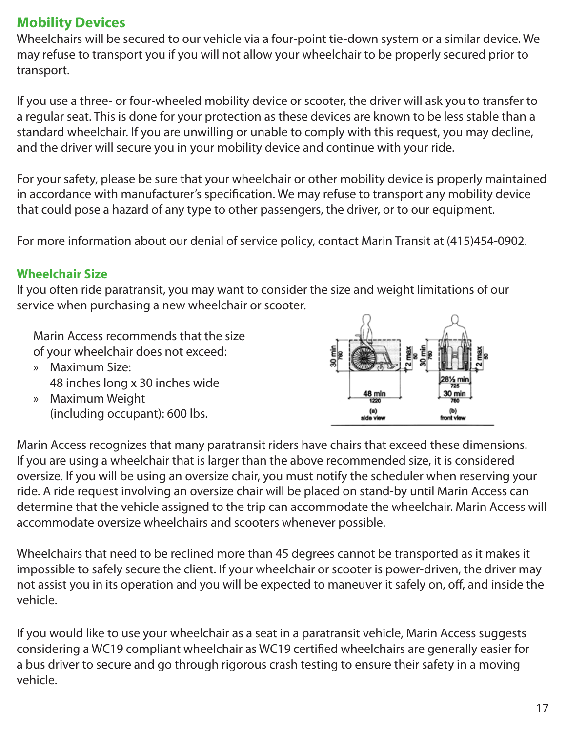## Mobility Devices

Wheelchairs will be secured to our vehicle via a four-point tie-down system or a similar device. We may refuse to transport you if you will not allow your wheelchair to be properly secured prior to transport.

If you use a three- or four-wheeled mobility device or scooter, the driver will ask you to transfer to a regular seat. This is done for your protection as these devices are known to be less stable than a standard wheelchair. If you are unwilling or unable to comply with this request, you may decline, and the driver will secure you in your mobility device and continue with your ride.

For your safety, please be sure that your wheelchair or other mobility device is properly maintained in accordance with manufacturer's specification. We may refuse to transport any mobility device that could pose a hazard of any type to other passengers, the driver, or to our equipment.

For more information about our denial of service policy, contact Marin Transit at (415)454-0902.

### Wheelchair Size

If you often ride paratransit, you may want to consider the size and weight limitations of our service when purchasing a new wheelchair or scooter.

Marin Access recommends that the size of your wheelchair does not exceed:

- Maximum Size:
  48 inches long x 30 inches wide
- Maximum Weight
  (including occupant): 600 lbs.

Marin Access recognizes that many paratransit riders have chairs that exceed these dimensions. If you are using a wheelchair that is larger than the above recommended size, it is considered oversize. If you will be using an oversize chair, you must notify the scheduler when reserving your ride. A ride request involving an oversize chair will be placed on stand-by until Marin Access can determine that the vehicle assigned to the trip can accommodate the wheelchair. Marin Access will accommodate oversize wheelchairs and scooters whenever possible.

Wheelchairs that need to be reclined more than 45 degrees cannot be transported as it makes it impossible to safely secure the client. If your wheelchair or scooter is power-driven, the driver may not assist you in its operation and you will be expected to maneuver it safely on, off, and inside the vehicle.

If you would like to use your wheelchair as a seat in a paratransit vehicle, Marin Access suggests considering a WC19 compliant wheelchair as WC19 certified wheelchairs are generally easier for a bus driver to secure and go through rigorous crash testing to ensure their safety in a moving vehicle.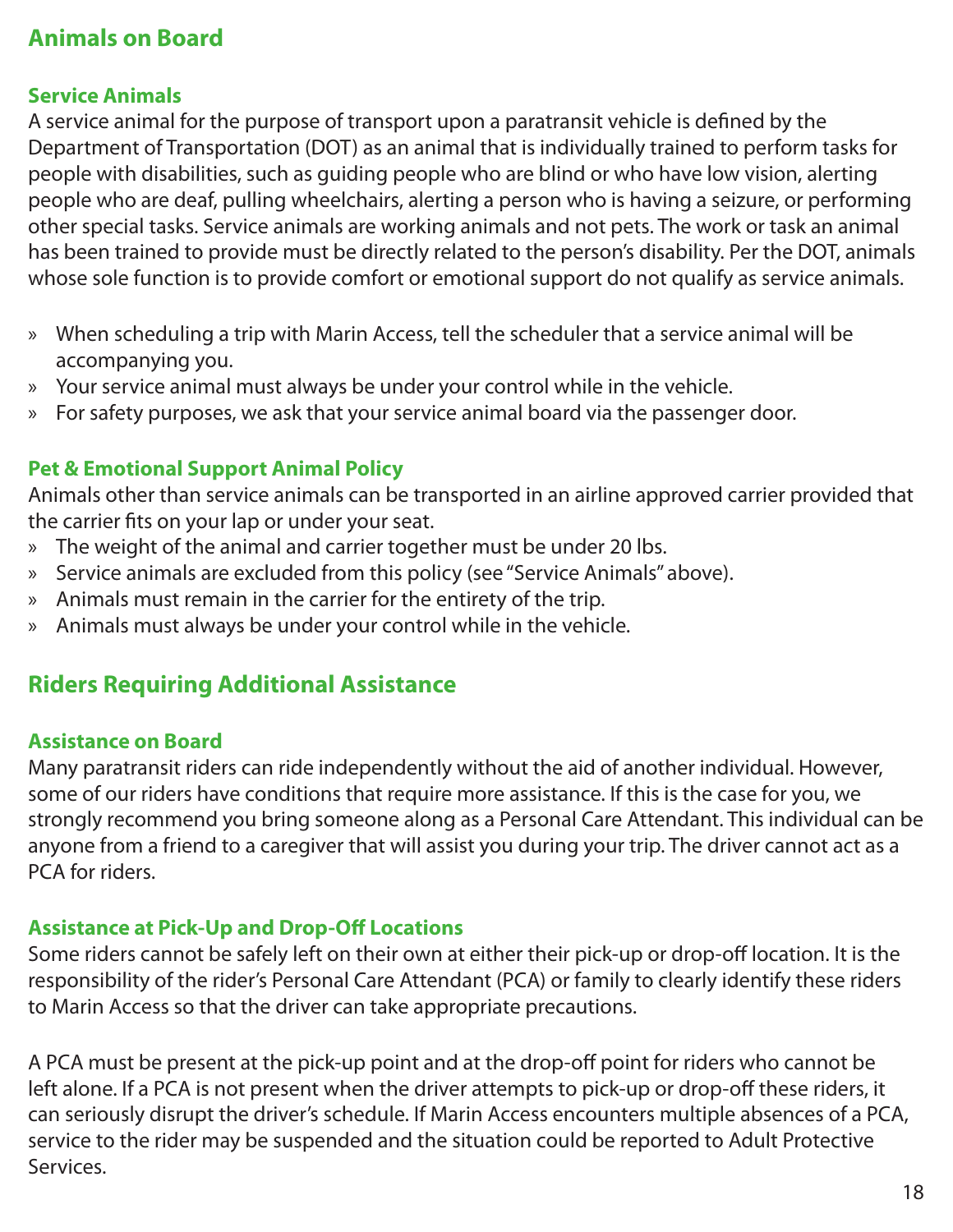## Animals on Board

### Service Animals

A service animal for the purpose of transport upon a paratransit vehicle is defined by the Department of Transportation (DOT) as an animal that is individually trained to perform tasks for people with disabilities, such as guiding people who are blind or who have low vision, alerting people who are deaf, pulling wheelchairs, alerting a person who is having a seizure, or performing other special tasks. Service animals are working animals and not pets. The work or task an animal has been trained to provide must be directly related to the person's disability. Per the DOT, animals whose sole function is to provide comfort or emotional support do not qualify as service animals.

- When scheduling a trip with Marin Access, tell the scheduler that a service animal will be accompanying you.
- Your service animal must always be under your control while in the vehicle.
- For safety purposes, we ask that your service animal board via the passenger door.

### Pet & Emotional Support Animal Policy

Animals other than service animals can be transported in an airline approved carrier provided that the carrier fits on your lap or under your seat.

- The weight of the animal and carrier together must be under 20 lbs.
- Service animals are excluded from this policy (see "Service Animals" above).
- Animals must remain in the carrier for the entirety of the trip.
- Animals must always be under your control while in the vehicle.

## Riders Requiring Additional Assistance

### Assistance on Board

Many paratransit riders can ride independently without the aid of another individual. However, some of our riders have conditions that require more assistance. If this is the case for you, we strongly recommend you bring someone along as a Personal Care Attendant. This individual can be anyone from a friend to a caregiver that will assist you during your trip. The driver cannot act as a PCA for riders.

### Assistance at Pick-Up and Drop-Off Locations

Some riders cannot be safely left on their own at either their pick-up or drop-off location. It is the responsibility of the rider's Personal Care Attendant (PCA) or family to clearly identify these riders to Marin Access so that the driver can take appropriate precautions.

A PCA must be present at the pick-up point and at the drop-off point for riders who cannot be left alone. If a PCA is not present when the driver attempts to pick-up or drop-off these riders, it can seriously disrupt the driver's schedule. If Marin Access encounters multiple absences of a PCA, service to the rider may be suspended and the situation could be reported to Adult Protective Services.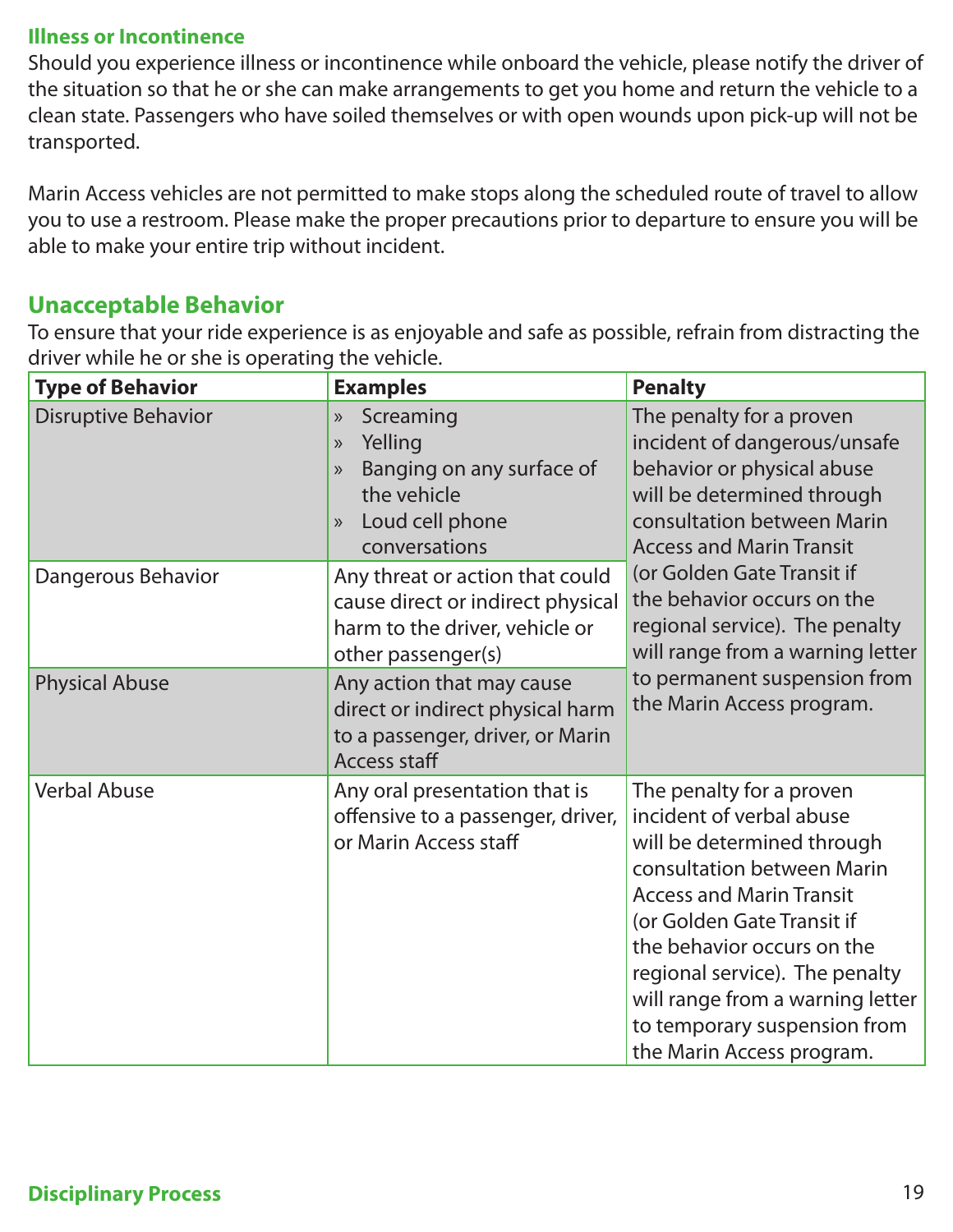### Illness or Incontinence

Should you experience illness or incontinence while onboard the vehicle, please notify the driver of the situation so that he or she can make arrangements to get you home and return the vehicle to a clean state. Passengers who have soiled themselves or with open wounds upon pick-up will not be transported.

Marin Access vehicles are not permitted to make stops along the scheduled route of travel to allow you to use a restroom. Please make the proper precautions prior to departure to ensure you will be able to make your entire trip without incident.

## Unacceptable Behavior

To ensure that your ride experience is as enjoyable and safe as possible, refrain from distracting the driver while he or she is operating the vehicle.

| Type of Behavior | Examples | Penalty |
|---|---|---|
| Disruptive Behavior | » Screaming<br>» Yelling<br>» Banging on any surface of the vehicle<br>» Loud cell phone conversations | The penalty for a proven incident of dangerous/unsafe behavior or physical abuse will be determined through consultation between Marin Access and Marin Transit (or Golden Gate Transit if the behavior occurs on the regional service). The penalty will range from a warning letter to permanent suspension from the Marin Access program. |
| Dangerous Behavior | Any threat or action that could cause direct or indirect physical harm to the driver, vehicle or other passenger(s) | |
| Physical Abuse | Any action that may cause direct or indirect physical harm to a passenger, driver, or Marin Access staff | |
| Verbal Abuse | Any oral presentation that is offensive to a passenger, driver, or Marin Access staff | The penalty for a proven incident of verbal abuse will be determined through consultation between Marin Access and Marin Transit (or Golden Gate Transit if the behavior occurs on the regional service). The penalty will range from a warning letter to temporary suspension from the Marin Access program. |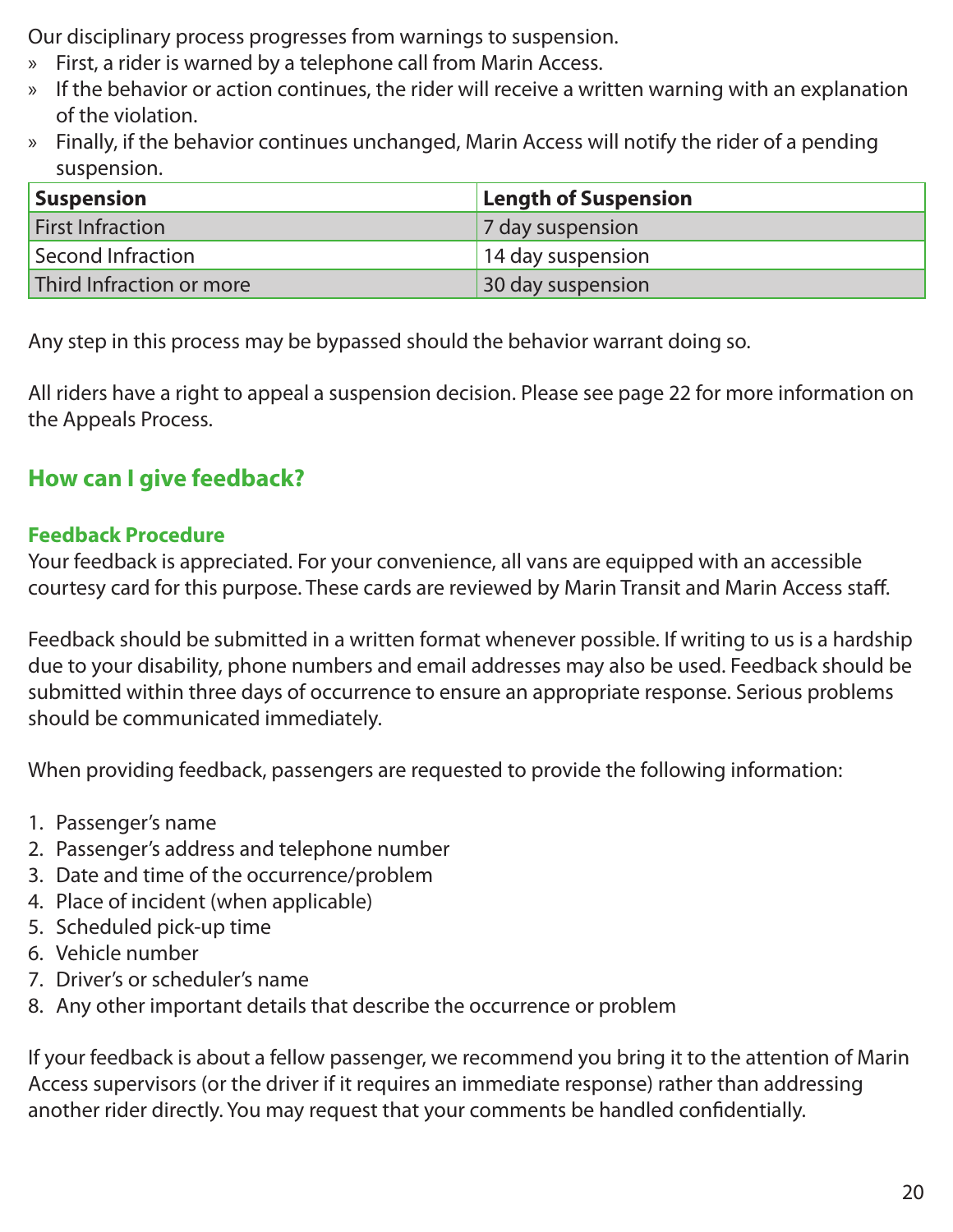Our disciplinary process progresses from warnings to suspension.

- First, a rider is warned by a telephone call from Marin Access.
- If the behavior or action continues, the rider will receive a written warning with an explanation of the violation.
- Finally, if the behavior continues unchanged, Marin Access will notify the rider of a pending suspension.

| Suspension | Length of Suspension |
| --- | --- |
| First Infraction | 7 day suspension |
| Second Infraction | 14 day suspension |
| Third Infraction or more | 30 day suspension |

Any step in this process may be bypassed should the behavior warrant doing so.

All riders have a right to appeal a suspension decision. Please see page 22 for more information on the Appeals Process.

## How can I give feedback?

### Feedback Procedure

Your feedback is appreciated. For your convenience, all vans are equipped with an accessible courtesy card for this purpose. These cards are reviewed by Marin Transit and Marin Access staff.

Feedback should be submitted in a written format whenever possible. If writing to us is a hardship due to your disability, phone numbers and email addresses may also be used. Feedback should be submitted within three days of occurrence to ensure an appropriate response. Serious problems should be communicated immediately.

When providing feedback, passengers are requested to provide the following information:

1. Passenger's name
2. Passenger's address and telephone number
3. Date and time of the occurrence/problem
4. Place of incident (when applicable)
5. Scheduled pick-up time
6. Vehicle number
7. Driver's or scheduler's name
8. Any other important details that describe the occurrence or problem

If your feedback is about a fellow passenger, we recommend you bring it to the attention of Marin Access supervisors (or the driver if it requires an immediate response) rather than addressing another rider directly. You may request that your comments be handled confidentially.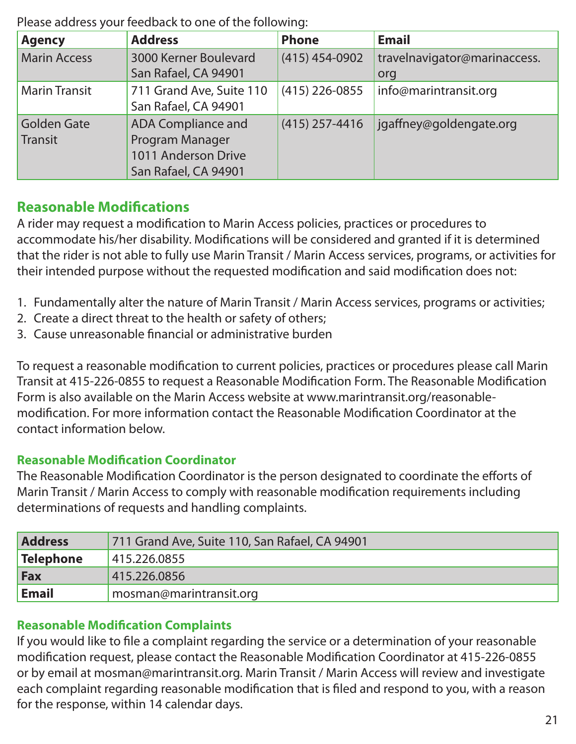Please address your feedback to one of the following:

| Agency | Address | Phone | Email |
|---|---|---|---|
| Marin Access | 3000 Kerner Boulevard San Rafael, CA 94901 | (415) 454-0902 | travelnavigator@marinaccess.org |
| Marin Transit | 711 Grand Ave, Suite 110 San Rafael, CA 94901 | (415) 226-0855 | info@marintransit.org |
| Golden Gate Transit | ADA Compliance and Program Manager 1011 Anderson Drive San Rafael, CA 94901 | (415) 257-4416 | jgaffney@goldengate.org |

## Reasonable Modifications

A rider may request a modification to Marin Access policies, practices or procedures to accommodate his/her disability. Modifications will be considered and granted if it is determined that the rider is not able to fully use Marin Transit / Marin Access services, programs, or activities for their intended purpose without the requested modification and said modification does not:

1. Fundamentally alter the nature of Marin Transit / Marin Access services, programs or activities;
2. Create a direct threat to the health or safety of others;
3. Cause unreasonable financial or administrative burden

To request a reasonable modification to current policies, practices or procedures please call Marin Transit at 415-226-0855 to request a Reasonable Modification Form. The Reasonable Modification Form is also available on the Marin Access website at www.marintransit.org/reasonable-modification. For more information contact the Reasonable Modification Coordinator at the contact information below.

### Reasonable Modification Coordinator

The Reasonable Modification Coordinator is the person designated to coordinate the efforts of Marin Transit / Marin Access to comply with reasonable modification requirements including determinations of requests and handling complaints.

| | |
|---|---|
| **Address** | 711 Grand Ave, Suite 110, San Rafael, CA 94901 |
| **Telephone** | 415.226.0855 |
| **Fax** | 415.226.0856 |
| **Email** | mosman@marintransit.org |

### Reasonable Modification Complaints

If you would like to file a complaint regarding the service or a determination of your reasonable modification request, please contact the Reasonable Modification Coordinator at 415-226-0855 or by email at mosman@marintransit.org. Marin Transit / Marin Access will review and investigate each complaint regarding reasonable modification that is filed and respond to you, with a reason for the response, within 14 calendar days.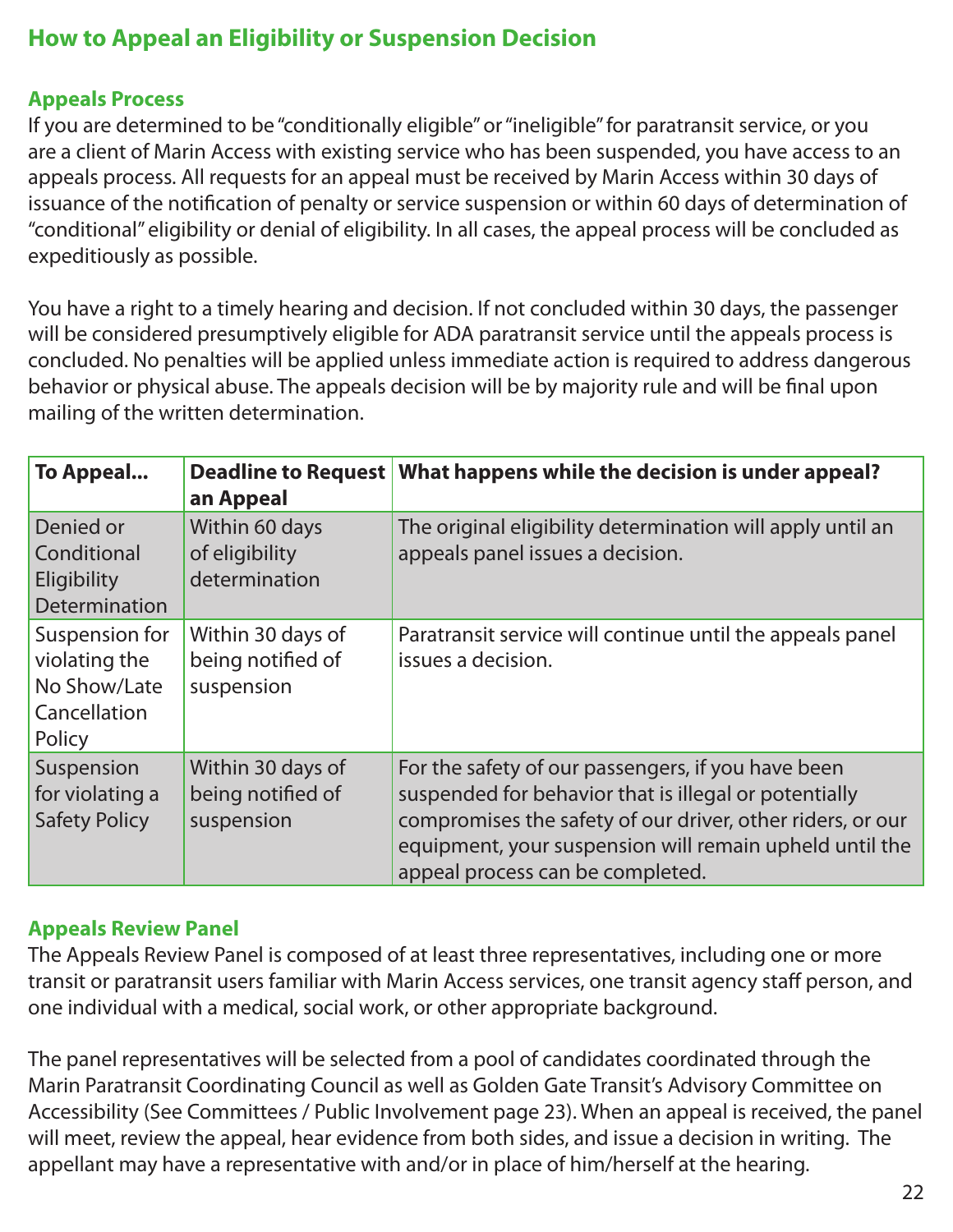## How to Appeal an Eligibility or Suspension Decision

### Appeals Process

If you are determined to be "conditionally eligible" or "ineligible" for paratransit service, or you are a client of Marin Access with existing service who has been suspended, you have access to an appeals process. All requests for an appeal must be received by Marin Access within 30 days of issuance of the notification of penalty or service suspension or within 60 days of determination of "conditional" eligibility or denial of eligibility. In all cases, the appeal process will be concluded as expeditiously as possible.

You have a right to a timely hearing and decision. If not concluded within 30 days, the passenger will be considered presumptively eligible for ADA paratransit service until the appeals process is concluded. No penalties will be applied unless immediate action is required to address dangerous behavior or physical abuse. The appeals decision will be by majority rule and will be final upon mailing of the written determination.

| To Appeal... | Deadline to Request an Appeal | What happens while the decision is under appeal? |
|---|---|---|
| Denied or Conditional Eligibility Determination | Within 60 days of eligibility determination | The original eligibility determination will apply until an appeals panel issues a decision. |
| Suspension for violating the No Show/Late Cancellation Policy | Within 30 days of being notified of suspension | Paratransit service will continue until the appeals panel issues a decision. |
| Suspension for violating a Safety Policy | Within 30 days of being notified of suspension | For the safety of our passengers, if you have been suspended for behavior that is illegal or potentially compromises the safety of our driver, other riders, or our equipment, your suspension will remain upheld until the appeal process can be completed. |

### Appeals Review Panel

The Appeals Review Panel is composed of at least three representatives, including one or more transit or paratransit users familiar with Marin Access services, one transit agency staff person, and one individual with a medical, social work, or other appropriate background.

The panel representatives will be selected from a pool of candidates coordinated through the Marin Paratransit Coordinating Council as well as Golden Gate Transit's Advisory Committee on Accessibility (See Committees / Public Involvement page 23). When an appeal is received, the panel will meet, review the appeal, hear evidence from both sides, and issue a decision in writing. The appellant may have a representative with and/or in place of him/herself at the hearing.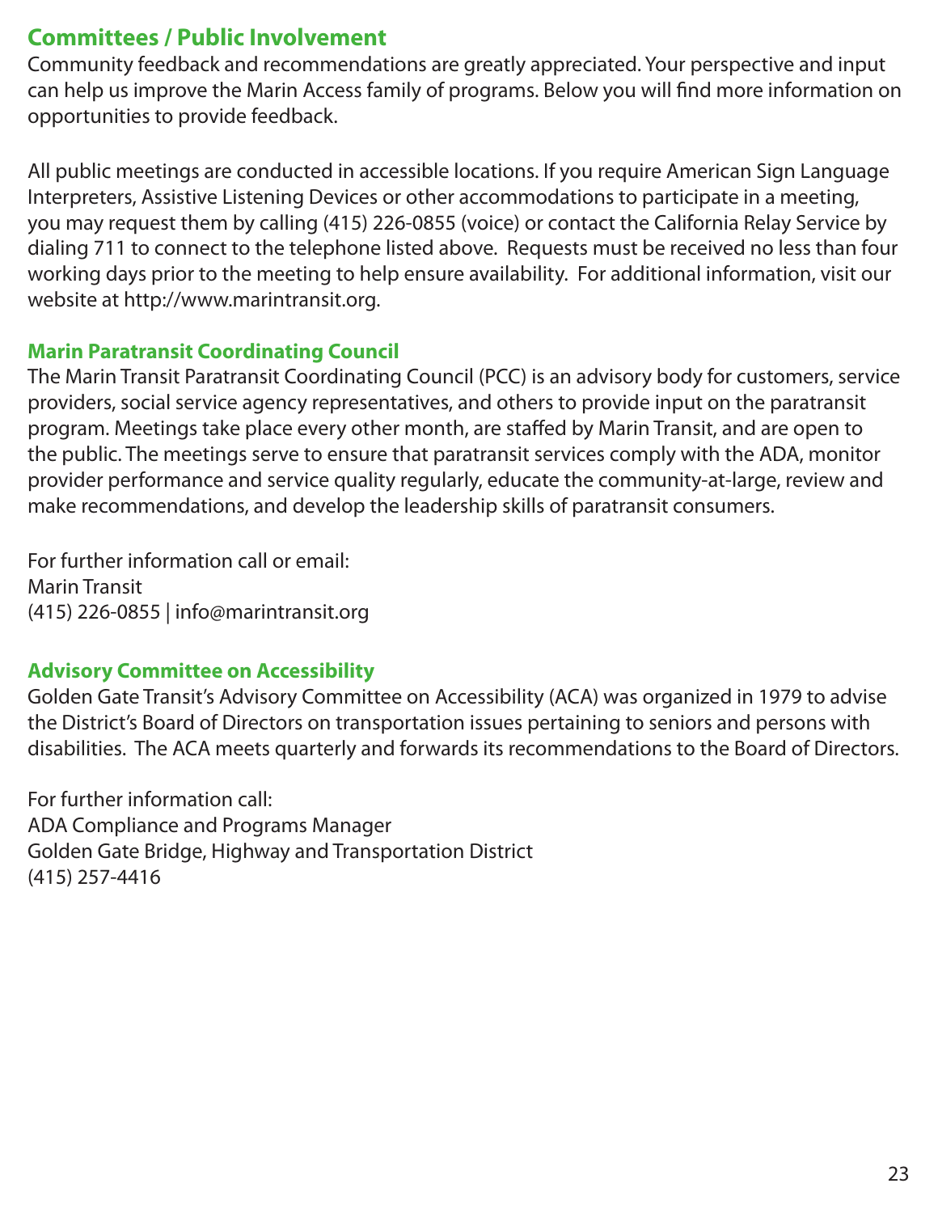## Committees / Public Involvement

Community feedback and recommendations are greatly appreciated. Your perspective and input can help us improve the Marin Access family of programs. Below you will find more information on opportunities to provide feedback.

All public meetings are conducted in accessible locations. If you require American Sign Language Interpreters, Assistive Listening Devices or other accommodations to participate in a meeting, you may request them by calling (415) 226-0855 (voice) or contact the California Relay Service by dialing 711 to connect to the telephone listed above. Requests must be received no less than four working days prior to the meeting to help ensure availability. For additional information, visit our website at http://www.marintransit.org.

### Marin Paratransit Coordinating Council

The Marin Transit Paratransit Coordinating Council (PCC) is an advisory body for customers, service providers, social service agency representatives, and others to provide input on the paratransit program. Meetings take place every other month, are staffed by Marin Transit, and are open to the public. The meetings serve to ensure that paratransit services comply with the ADA, monitor provider performance and service quality regularly, educate the community-at-large, review and make recommendations, and develop the leadership skills of paratransit consumers.

For further information call or email:
Marin Transit
(415) 226-0855 | info@marintransit.org

### Advisory Committee on Accessibility

Golden Gate Transit's Advisory Committee on Accessibility (ACA) was organized in 1979 to advise the District's Board of Directors on transportation issues pertaining to seniors and persons with disabilities. The ACA meets quarterly and forwards its recommendations to the Board of Directors.

For further information call:
ADA Compliance and Programs Manager
Golden Gate Bridge, Highway and Transportation District
(415) 257-4416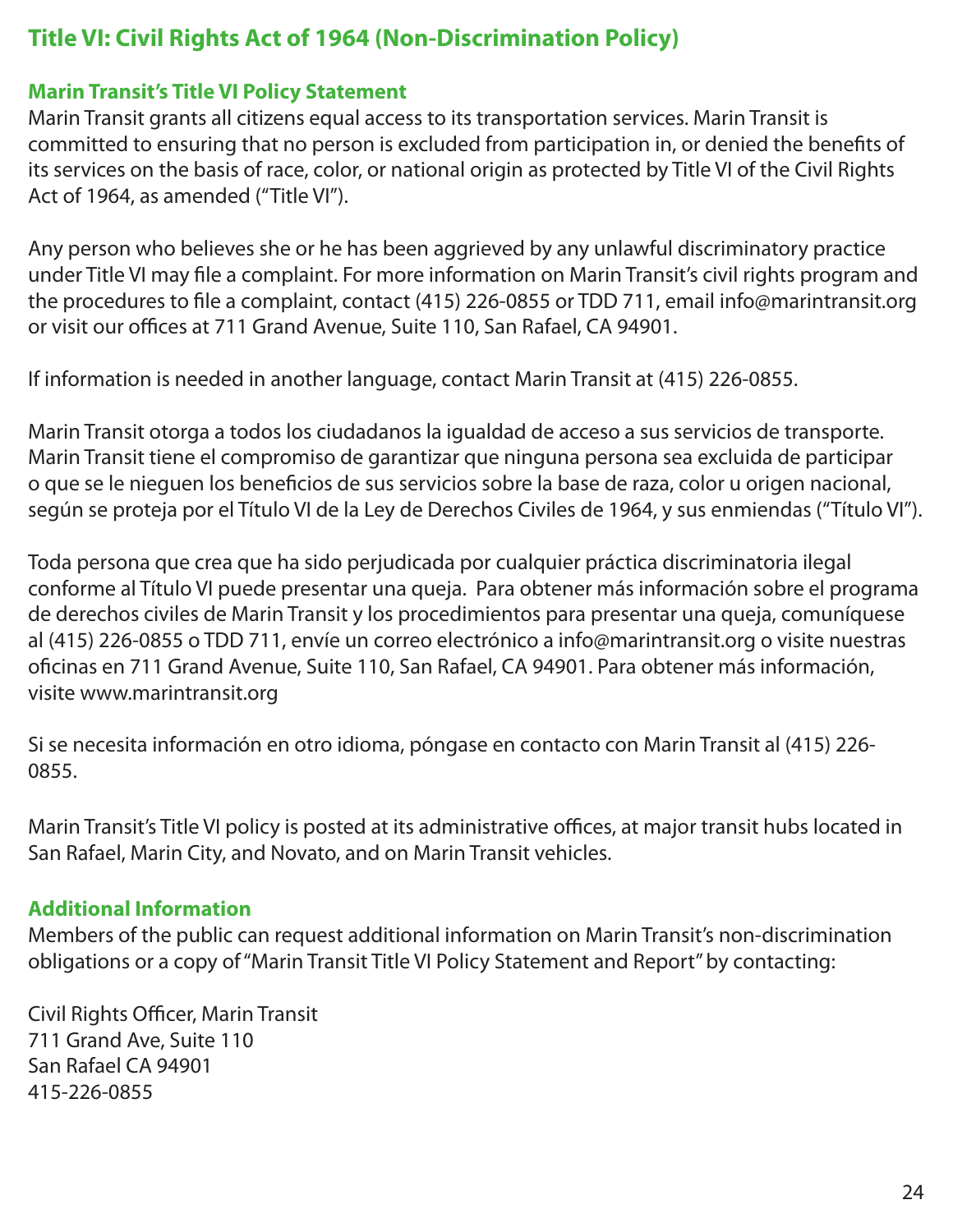## Title VI: Civil Rights Act of 1964 (Non-Discrimination Policy)

### Marin Transit's Title VI Policy Statement

Marin Transit grants all citizens equal access to its transportation services. Marin Transit is committed to ensuring that no person is excluded from participation in, or denied the benefits of its services on the basis of race, color, or national origin as protected by Title VI of the Civil Rights Act of 1964, as amended ("Title VI").

Any person who believes she or he has been aggrieved by any unlawful discriminatory practice under Title VI may file a complaint. For more information on Marin Transit's civil rights program and the procedures to file a complaint, contact (415) 226-0855 or TDD 711, email info@marintransit.org or visit our offices at 711 Grand Avenue, Suite 110, San Rafael, CA 94901.

If information is needed in another language, contact Marin Transit at (415) 226-0855.

Marin Transit otorga a todos los ciudadanos la igualdad de acceso a sus servicios de transporte. Marin Transit tiene el compromiso de garantizar que ninguna persona sea excluida de participar o que se le nieguen los beneficios de sus servicios sobre la base de raza, color u origen nacional, según se proteja por el Título VI de la Ley de Derechos Civiles de 1964, y sus enmiendas ("Título VI").

Toda persona que crea que ha sido perjudicada por cualquier práctica discriminatoria ilegal conforme al Título VI puede presentar una queja. Para obtener más información sobre el programa de derechos civiles de Marin Transit y los procedimientos para presentar una queja, comuníquese al (415) 226-0855 o TDD 711, envíe un correo electrónico a info@marintransit.org o visite nuestras oficinas en 711 Grand Avenue, Suite 110, San Rafael, CA 94901. Para obtener más información, visite www.marintransit.org

Si se necesita información en otro idioma, póngase en contacto con Marin Transit al (415) 226-0855.

Marin Transit's Title VI policy is posted at its administrative offices, at major transit hubs located in San Rafael, Marin City, and Novato, and on Marin Transit vehicles.

### Additional Information

Members of the public can request additional information on Marin Transit's non-discrimination obligations or a copy of "Marin Transit Title VI Policy Statement and Report" by contacting:

Civil Rights Officer, Marin Transit
711 Grand Ave, Suite 110
San Rafael CA 94901
415-226-0855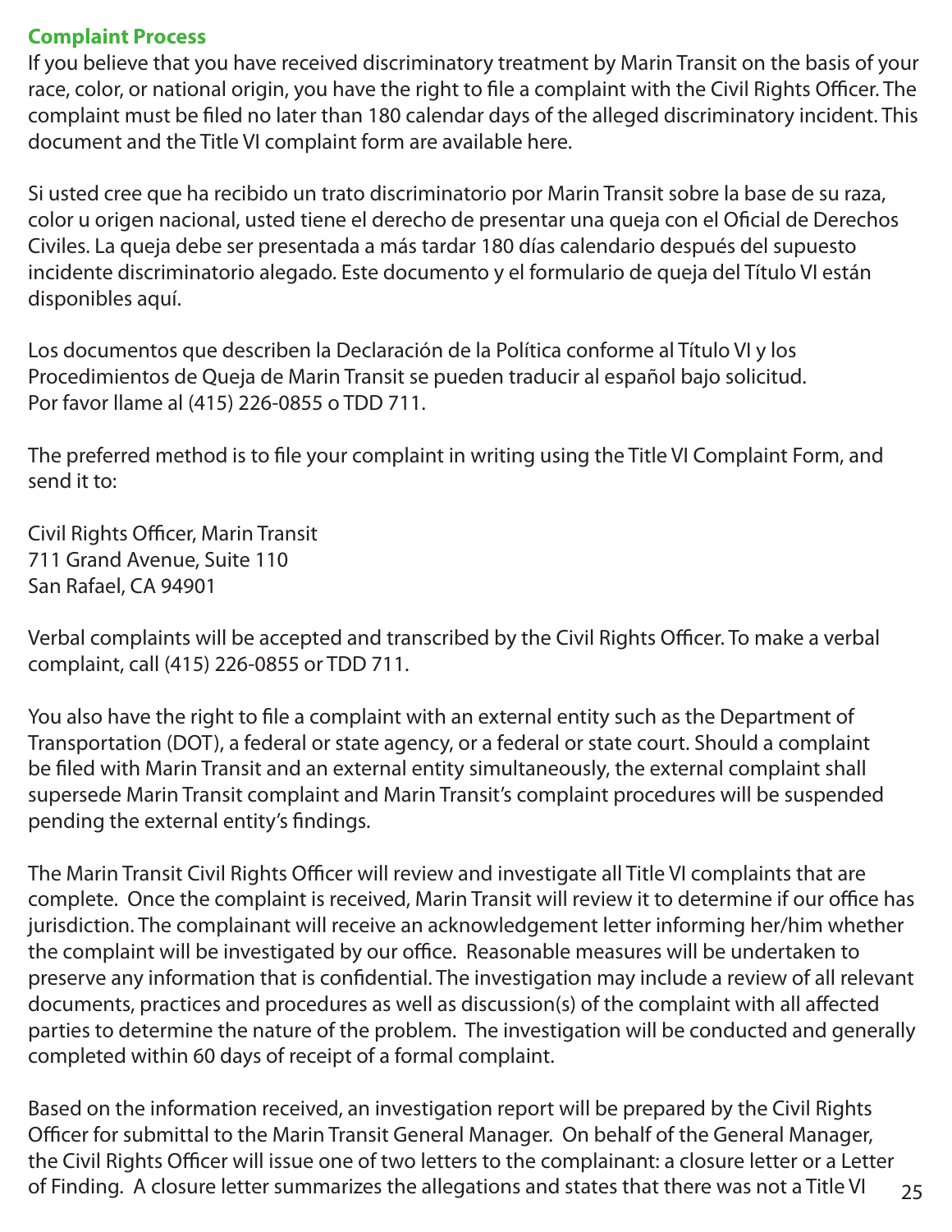## Complaint Process

If you believe that you have received discriminatory treatment by Marin Transit on the basis of your race, color, or national origin, you have the right to file a complaint with the Civil Rights Officer. The complaint must be filed no later than 180 calendar days of the alleged discriminatory incident. This document and the Title VI complaint form are available here.

Si usted cree que ha recibido un trato discriminatorio por Marin Transit sobre la base de su raza, color u origen nacional, usted tiene el derecho de presentar una queja con el Oficial de Derechos Civiles. La queja debe ser presentada a más tardar 180 días calendario después del supuesto incidente discriminatorio alegado. Este documento y el formulario de queja del Título VI están disponibles aquí.

Los documentos que describen la Declaración de la Política conforme al Título VI y los Procedimientos de Queja de Marin Transit se pueden traducir al español bajo solicitud.
Por favor llame al (415) 226-0855 o TDD 711.

The preferred method is to file your complaint in writing using the Title VI Complaint Form, and send it to:

Civil Rights Officer, Marin Transit
711 Grand Avenue, Suite 110
San Rafael, CA 94901

Verbal complaints will be accepted and transcribed by the Civil Rights Officer. To make a verbal complaint, call (415) 226-0855 or TDD 711.

You also have the right to file a complaint with an external entity such as the Department of Transportation (DOT), a federal or state agency, or a federal or state court. Should a complaint be filed with Marin Transit and an external entity simultaneously, the external complaint shall supersede Marin Transit complaint and Marin Transit's complaint procedures will be suspended pending the external entity's findings.

The Marin Transit Civil Rights Officer will review and investigate all Title VI complaints that are complete. Once the complaint is received, Marin Transit will review it to determine if our office has jurisdiction. The complainant will receive an acknowledgement letter informing her/him whether the complaint will be investigated by our office. Reasonable measures will be undertaken to preserve any information that is confidential. The investigation may include a review of all relevant documents, practices and procedures as well as discussion(s) of the complaint with all affected parties to determine the nature of the problem. The investigation will be conducted and generally completed within 60 days of receipt of a formal complaint.

Based on the information received, an investigation report will be prepared by the Civil Rights Officer for submittal to the Marin Transit General Manager. On behalf of the General Manager, the Civil Rights Officer will issue one of two letters to the complainant: a closure letter or a Letter of Finding. A closure letter summarizes the allegations and states that there was not a Title VI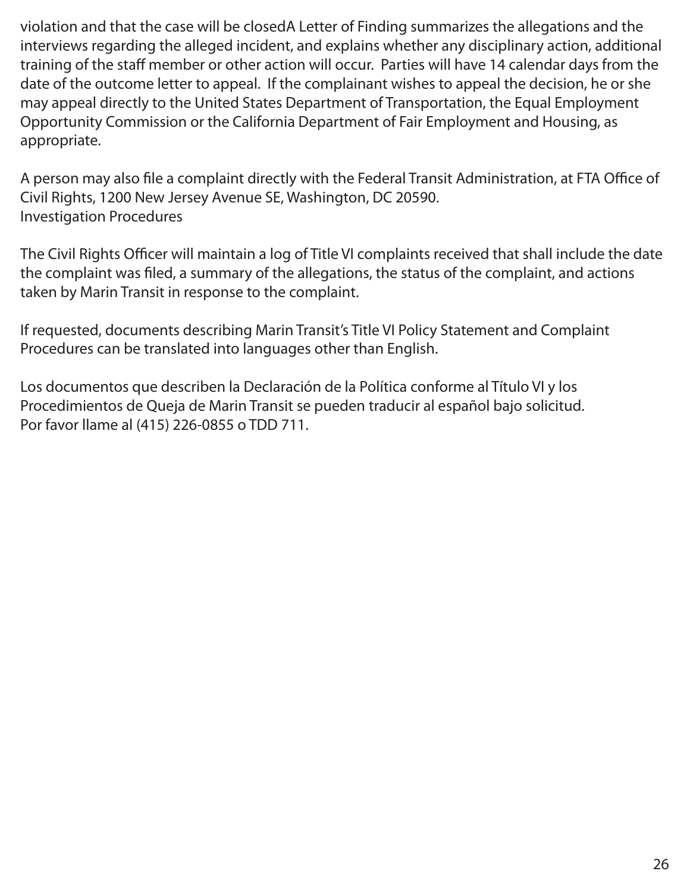violation and that the case will be closedA Letter of Finding summarizes the allegations and the interviews regarding the alleged incident, and explains whether any disciplinary action, additional training of the staff member or other action will occur. Parties will have 14 calendar days from the date of the outcome letter to appeal. If the complainant wishes to appeal the decision, he or she may appeal directly to the United States Department of Transportation, the Equal Employment Opportunity Commission or the California Department of Fair Employment and Housing, as appropriate.

A person may also file a complaint directly with the Federal Transit Administration, at FTA Office of Civil Rights, 1200 New Jersey Avenue SE, Washington, DC 20590.
Investigation Procedures

The Civil Rights Officer will maintain a log of Title VI complaints received that shall include the date the complaint was filed, a summary of the allegations, the status of the complaint, and actions taken by Marin Transit in response to the complaint.

If requested, documents describing Marin Transit's Title VI Policy Statement and Complaint Procedures can be translated into languages other than English.

Los documentos que describen la Declaración de la Política conforme al Título VI y los Procedimientos de Queja de Marin Transit se pueden traducir al español bajo solicitud.
Por favor llame al (415) 226-0855 o TDD 711.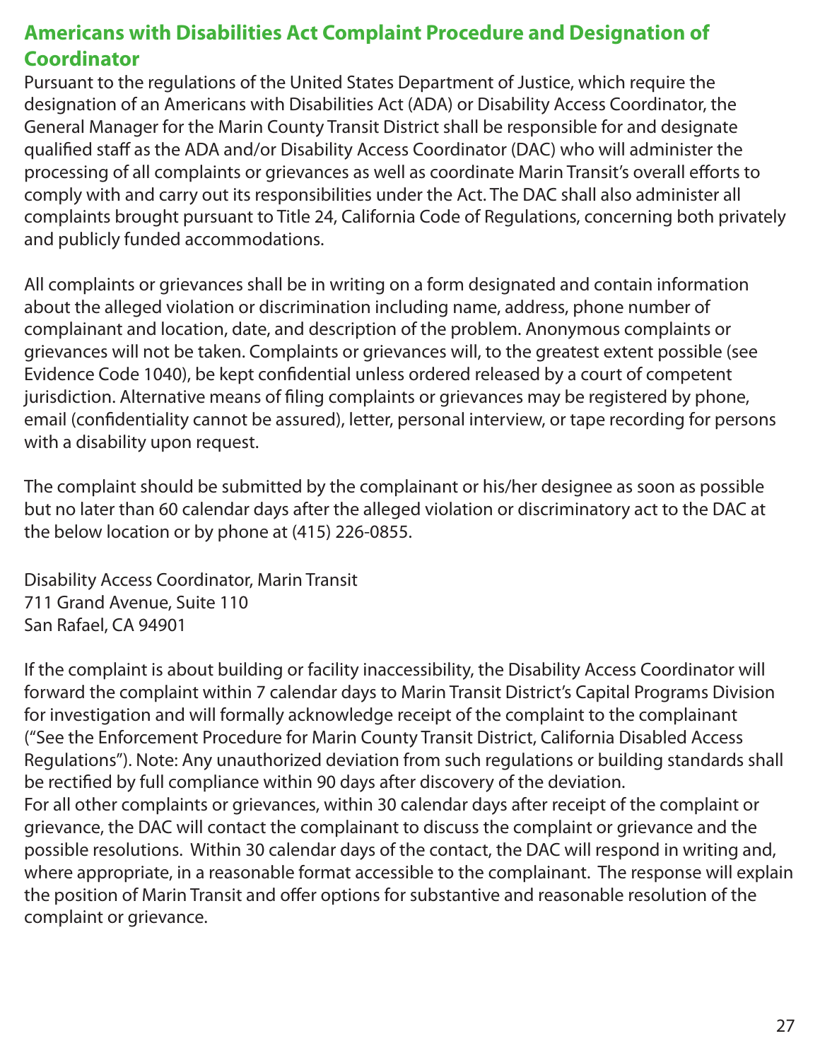## Americans with Disabilities Act Complaint Procedure and Designation of Coordinator

Pursuant to the regulations of the United States Department of Justice, which require the designation of an Americans with Disabilities Act (ADA) or Disability Access Coordinator, the General Manager for the Marin County Transit District shall be responsible for and designate qualified staff as the ADA and/or Disability Access Coordinator (DAC) who will administer the processing of all complaints or grievances as well as coordinate Marin Transit's overall efforts to comply with and carry out its responsibilities under the Act. The DAC shall also administer all complaints brought pursuant to Title 24, California Code of Regulations, concerning both privately and publicly funded accommodations.

All complaints or grievances shall be in writing on a form designated and contain information about the alleged violation or discrimination including name, address, phone number of complainant and location, date, and description of the problem. Anonymous complaints or grievances will not be taken. Complaints or grievances will, to the greatest extent possible (see Evidence Code 1040), be kept confidential unless ordered released by a court of competent jurisdiction. Alternative means of filing complaints or grievances may be registered by phone, email (confidentiality cannot be assured), letter, personal interview, or tape recording for persons with a disability upon request.

The complaint should be submitted by the complainant or his/her designee as soon as possible but no later than 60 calendar days after the alleged violation or discriminatory act to the DAC at the below location or by phone at (415) 226-0855.

Disability Access Coordinator, Marin Transit
711 Grand Avenue, Suite 110
San Rafael, CA 94901

If the complaint is about building or facility inaccessibility, the Disability Access Coordinator will forward the complaint within 7 calendar days to Marin Transit District's Capital Programs Division for investigation and will formally acknowledge receipt of the complaint to the complainant ("See the Enforcement Procedure for Marin County Transit District, California Disabled Access Regulations"). Note: Any unauthorized deviation from such regulations or building standards shall be rectified by full compliance within 90 days after discovery of the deviation.

For all other complaints or grievances, within 30 calendar days after receipt of the complaint or grievance, the DAC will contact the complainant to discuss the complaint or grievance and the possible resolutions. Within 30 calendar days of the contact, the DAC will respond in writing and, where appropriate, in a reasonable format accessible to the complainant. The response will explain the position of Marin Transit and offer options for substantive and reasonable resolution of the complaint or grievance.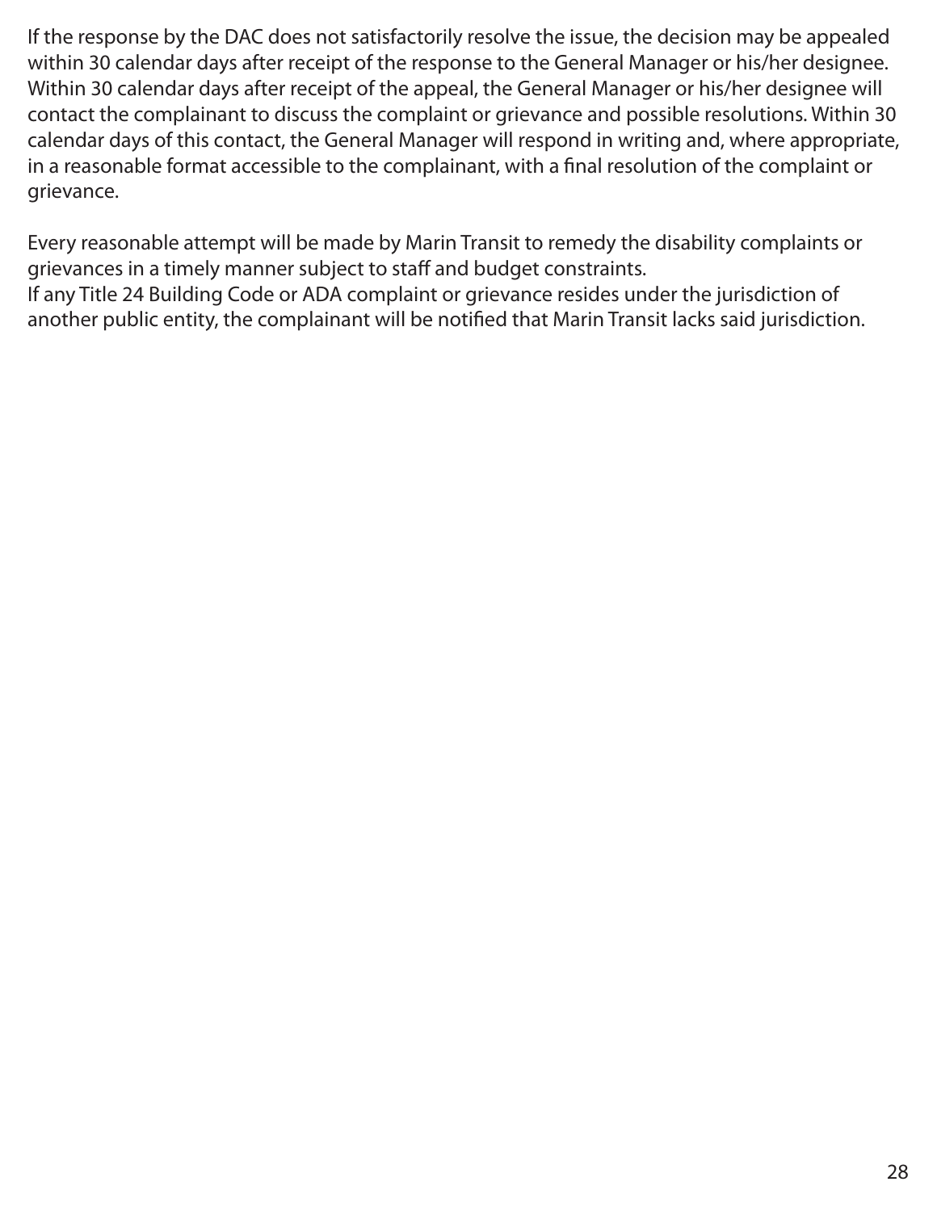If the response by the DAC does not satisfactorily resolve the issue, the decision may be appealed within 30 calendar days after receipt of the response to the General Manager or his/her designee. Within 30 calendar days after receipt of the appeal, the General Manager or his/her designee will contact the complainant to discuss the complaint or grievance and possible resolutions. Within 30 calendar days of this contact, the General Manager will respond in writing and, where appropriate, in a reasonable format accessible to the complainant, with a final resolution of the complaint or grievance.

Every reasonable attempt will be made by Marin Transit to remedy the disability complaints or grievances in a timely manner subject to staff and budget constraints.
If any Title 24 Building Code or ADA complaint or grievance resides under the jurisdiction of another public entity, the complainant will be notified that Marin Transit lacks said jurisdiction.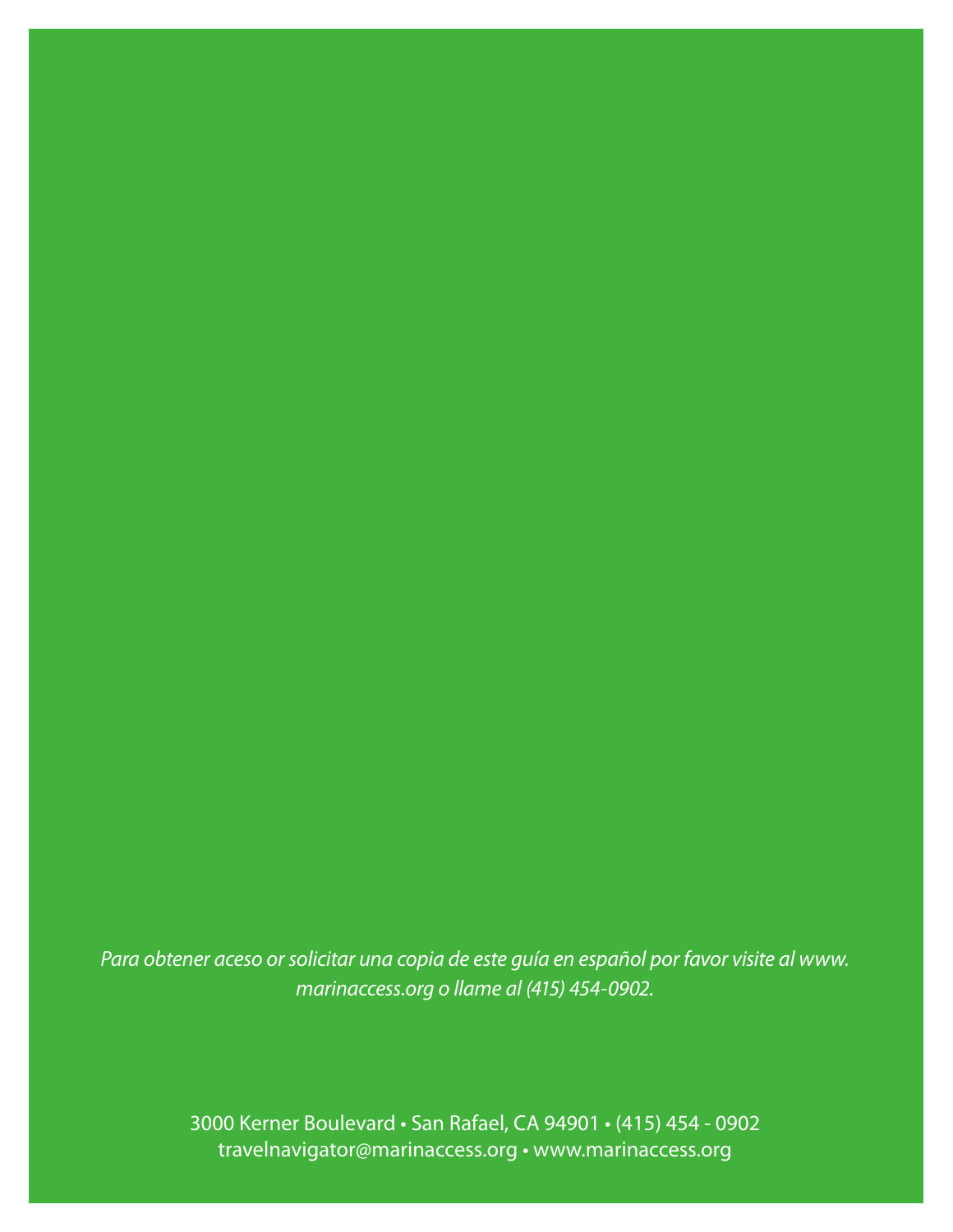*Para obtener aceso or solicitar una copia de este guía en español por favor visite al www.marinaccess.org o llame al (415) 454-0902.*

3000 Kerner Boulevard • San Rafael, CA 94901 • (415) 454 - 0902
travelnavigator@marinaccess.org • www.marinaccess.org